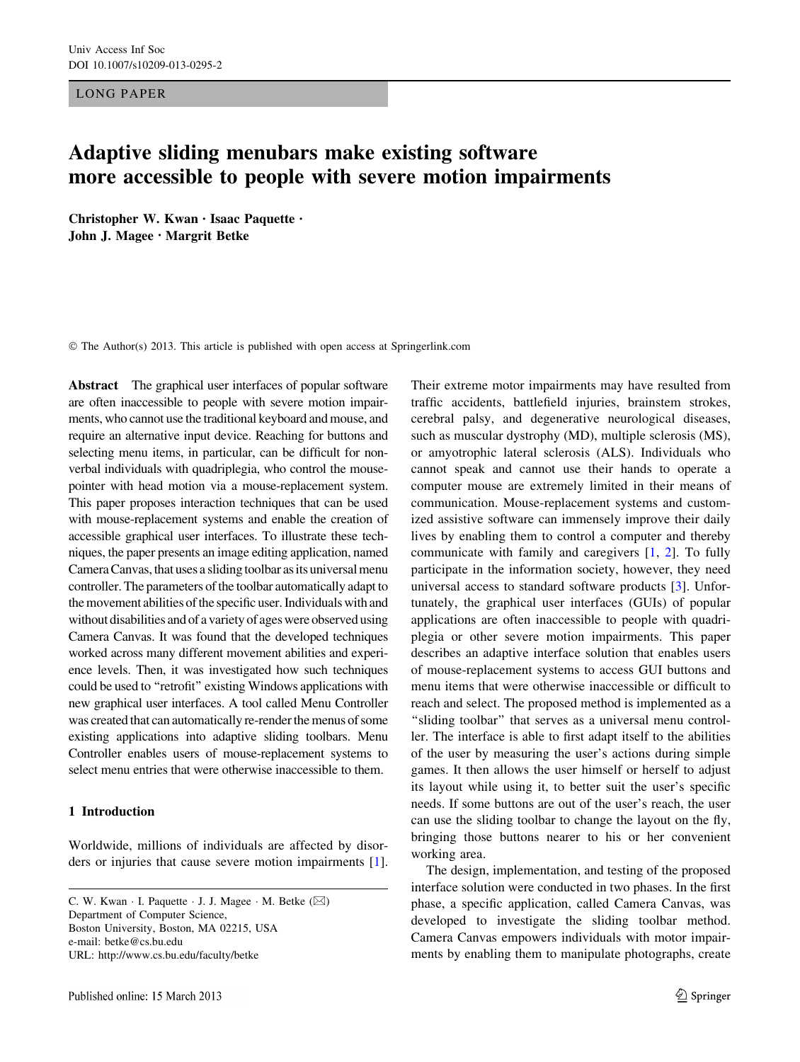LONG PAPER

# Adaptive sliding menubars make existing software more accessible to people with severe motion impairments

**Christopher W. Kwan · Isaac Paquette · John J. Magee · Margrit Betke**

© The Author(s) 2013. This article is published with open access at Springerlink.com

**Abstract** The graphical user interfaces of popular software are often inaccessible to people with severe motion impairments, who cannot use the traditional keyboard and mouse, and require an alternative input device. Reaching for buttons and selecting menu items, in particular, can be difficult for nonverbal individuals with quadriplegia, who control the mouse-pointer with head motion via a mouse-replacement system. This paper proposes interaction techniques that can be used with mouse-replacement systems and enable the creation of accessible graphical user interfaces. To illustrate these techniques, the paper presents an image editing application, named Camera Canvas, that uses a sliding toolbar as its universal menu controller. The parameters of the toolbar automatically adapt to the movement abilities of the specific user. Individuals with and without disabilities and of a variety of ages were observed using Camera Canvas. It was found that the developed techniques worked across many different movement abilities and experience levels. Then, it was investigated how such techniques could be used to "retrofit" existing Windows applications with new graphical user interfaces. A tool called Menu Controller was created that can automatically re-render the menus of some existing applications into adaptive sliding toolbars. Menu Controller enables users of mouse-replacement systems to select menu entries that were otherwise inaccessible to them.

## 1 Introduction

Worldwide, millions of individuals are affected by disorders or injuries that cause severe motion impairments [1]. Their extreme motor impairments may have resulted from traffic accidents, battlefield injuries, brainstem strokes, cerebral palsy, and degenerative neurological diseases, such as muscular dystrophy (MD), multiple sclerosis (MS), or amyotrophic lateral sclerosis (ALS). Individuals who cannot speak and cannot use their hands to operate a computer mouse are extremely limited in their means of communication. Mouse-replacement systems and customized assistive software can immensely improve their daily lives by enabling them to control a computer and thereby communicate with family and caregivers [1, 2]. To fully participate in the information society, however, they need universal access to standard software products [3]. Unfortunately, the graphical user interfaces (GUIs) of popular applications are often inaccessible to people with quadriplegia or other severe motion impairments. This paper describes an adaptive interface solution that enables users of mouse-replacement systems to access GUI buttons and menu items that were otherwise inaccessible or difficult to reach and select. The proposed method is implemented as a "sliding toolbar" that serves as a universal menu controller. The interface is able to first adapt itself to the abilities of the user by measuring the user's actions during simple games. It then allows the user himself or herself to adjust its layout while using it, to better suit the user's specific needs. If some buttons are out of the user's reach, the user can use the sliding toolbar to change the layout on the fly, bringing those buttons nearer to his or her convenient working area.

The design, implementation, and testing of the proposed interface solution were conducted in two phases. In the first phase, a specific application, called Camera Canvas, was developed to investigate the sliding toolbar method. Camera Canvas empowers individuals with motor impairments by enabling them to manipulate photographs, create

C. W. Kwan · I. Paquette · J. J. Magee · M. Betke (✉)
Department of Computer Science,
Boston University, Boston, MA 02215, USA
e-mail: betke@cs.bu.edu
URL: http://www.cs.bu.edu/faculty/betke

Published online: 15 March 2013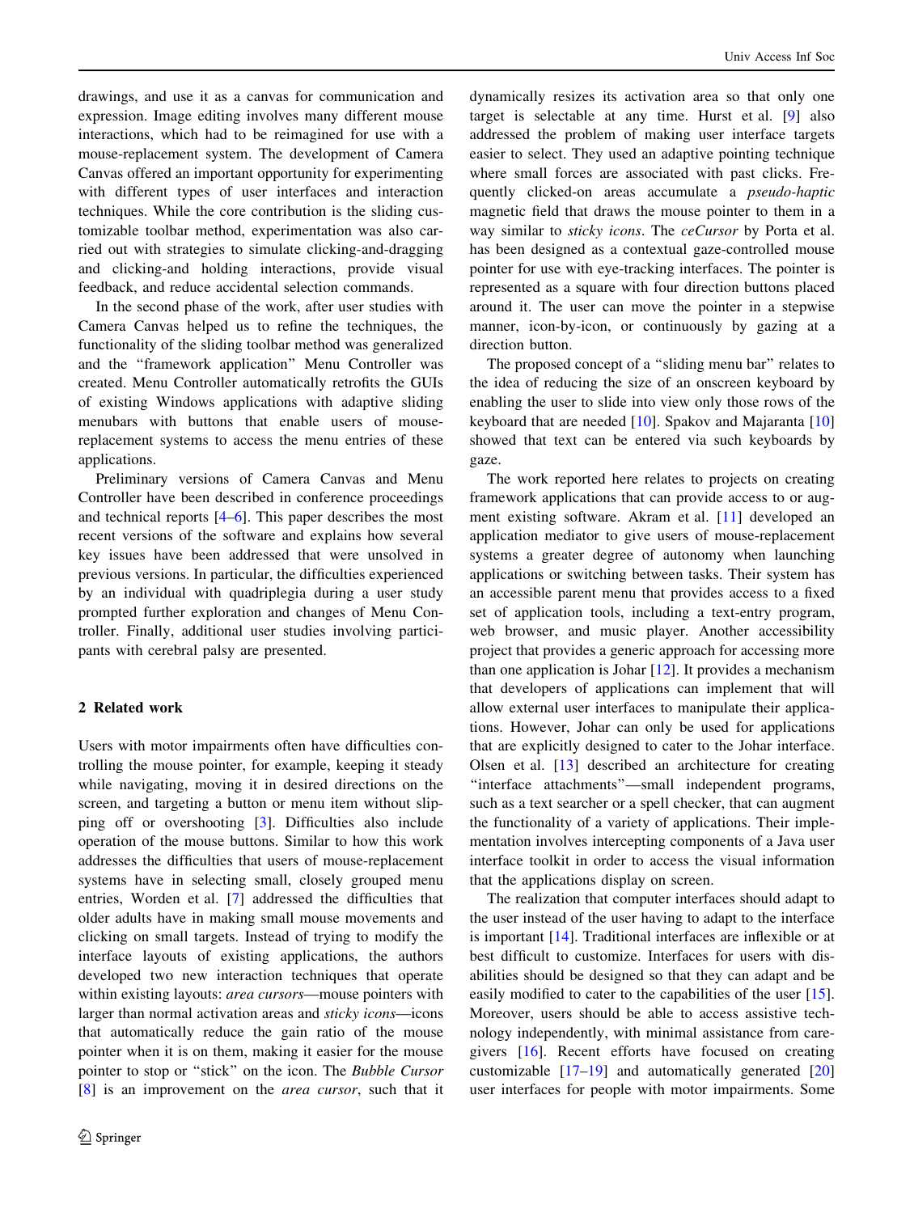drawings, and use it as a canvas for communication and expression. Image editing involves many different mouse interactions, which had to be reimagined for use with a mouse-replacement system. The development of Camera Canvas offered an important opportunity for experimenting with different types of user interfaces and interaction techniques. While the core contribution is the sliding customizable toolbar method, experimentation was also carried out with strategies to simulate clicking-and-dragging and clicking-and holding interactions, provide visual feedback, and reduce accidental selection commands.

In the second phase of the work, after user studies with Camera Canvas helped us to refine the techniques, the functionality of the sliding toolbar method was generalized and the "framework application" Menu Controller was created. Menu Controller automatically retrofits the GUIs of existing Windows applications with adaptive sliding menubars with buttons that enable users of mouse-replacement systems to access the menu entries of these applications.

Preliminary versions of Camera Canvas and Menu Controller have been described in conference proceedings and technical reports [4–6]. This paper describes the most recent versions of the software and explains how several key issues have been addressed that were unsolved in previous versions. In particular, the difficulties experienced by an individual with quadriplegia during a user study prompted further exploration and changes of Menu Controller. Finally, additional user studies involving participants with cerebral palsy are presented.

## 2 Related work

Users with motor impairments often have difficulties controlling the mouse pointer, for example, keeping it steady while navigating, moving it in desired directions on the screen, and targeting a button or menu item without slipping off or overshooting [3]. Difficulties also include operation of the mouse buttons. Similar to how this work addresses the difficulties that users of mouse-replacement systems have in selecting small, closely grouped menu entries, Worden et al. [7] addressed the difficulties that older adults have in making small mouse movements and clicking on small targets. Instead of trying to modify the interface layouts of existing applications, the authors developed two new interaction techniques that operate within existing layouts: *area cursors*—mouse pointers with larger than normal activation areas and *sticky icons*—icons that automatically reduce the gain ratio of the mouse pointer when it is on them, making it easier for the mouse pointer to stop or "stick" on the icon. The *Bubble Cursor* [8] is an improvement on the *area cursor*, such that it dynamically resizes its activation area so that only one target is selectable at any time. Hurst et al. [9] also addressed the problem of making user interface targets easier to select. They used an adaptive pointing technique where small forces are associated with past clicks. Frequently clicked-on areas accumulate a *pseudo-haptic* magnetic field that draws the mouse pointer to them in a way similar to *sticky icons*. The *ceCursor* by Porta et al. has been designed as a contextual gaze-controlled mouse pointer for use with eye-tracking interfaces. The pointer is represented as a square with four direction buttons placed around it. The user can move the pointer in a stepwise manner, icon-by-icon, or continuously by gazing at a direction button.

The proposed concept of a "sliding menu bar" relates to the idea of reducing the size of an onscreen keyboard by enabling the user to slide into view only those rows of the keyboard that are needed [10]. Spakov and Majaranta [10] showed that text can be entered via such keyboards by gaze.

The work reported here relates to projects on creating framework applications that can provide access to or augment existing software. Akram et al. [11] developed an application mediator to give users of mouse-replacement systems a greater degree of autonomy when launching applications or switching between tasks. Their system has an accessible parent menu that provides access to a fixed set of application tools, including a text-entry program, web browser, and music player. Another accessibility project that provides a generic approach for accessing more than one application is Johar [12]. It provides a mechanism that developers of applications can implement that will allow external user interfaces to manipulate their applications. However, Johar can only be used for applications that are explicitly designed to cater to the Johar interface. Olsen et al. [13] described an architecture for creating "interface attachments"—small independent programs, such as a text searcher or a spell checker, that can augment the functionality of a variety of applications. Their implementation involves intercepting components of a Java user interface toolkit in order to access the visual information that the applications display on screen.

The realization that computer interfaces should adapt to the user instead of the user having to adapt to the interface is important [14]. Traditional interfaces are inflexible or at best difficult to customize. Interfaces for users with disabilities should be designed so that they can adapt and be easily modified to cater to the capabilities of the user [15]. Moreover, users should be able to access assistive technology independently, with minimal assistance from caregivers [16]. Recent efforts have focused on creating customizable [17–19] and automatically generated [20] user interfaces for people with motor impairments. Some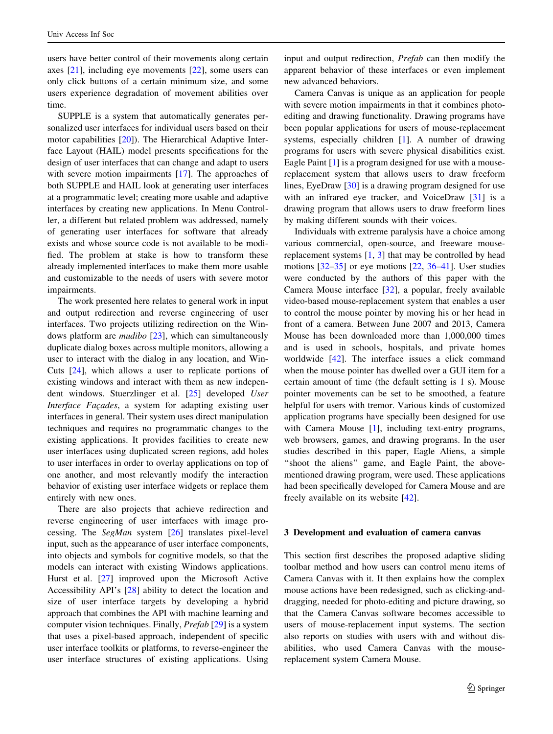users have better control of their movements along certain axes [21], including eye movements [22], some users can only click buttons of a certain minimum size, and some users experience degradation of movement abilities over time.

SUPPLE is a system that automatically generates personalized user interfaces for individual users based on their motor capabilities [20]). The Hierarchical Adaptive Interface Layout (HAIL) model presents specifications for the design of user interfaces that can change and adapt to users with severe motion impairments [17]. The approaches of both SUPPLE and HAIL look at generating user interfaces at a programmatic level; creating more usable and adaptive interfaces by creating new applications. In Menu Controller, a different but related problem was addressed, namely of generating user interfaces for software that already exists and whose source code is not available to be modified. The problem at stake is how to transform these already implemented interfaces to make them more usable and customizable to the needs of users with severe motor impairments.

The work presented here relates to general work in input and output redirection and reverse engineering of user interfaces. Two projects utilizing redirection on the Windows platform are *mudibo* [23], which can simultaneously duplicate dialog boxes across multiple monitors, allowing a user to interact with the dialog in any location, and WinCuts [24], which allows a user to replicate portions of existing windows and interact with them as new independent windows. Stuerzlinger et al. [25] developed *User Interface Façades*, a system for adapting existing user interfaces in general. Their system uses direct manipulation techniques and requires no programmatic changes to the existing applications. It provides facilities to create new user interfaces using duplicated screen regions, add holes to user interfaces in order to overlay applications on top of one another, and most relevantly modify the interaction behavior of existing user interface widgets or replace them entirely with new ones.

There are also projects that achieve redirection and reverse engineering of user interfaces with image processing. The *SegMan* system [26] translates pixel-level input, such as the appearance of user interface components, into objects and symbols for cognitive models, so that the models can interact with existing Windows applications. Hurst et al. [27] improved upon the Microsoft Active Accessibility API's [28] ability to detect the location and size of user interface targets by developing a hybrid approach that combines the API with machine learning and computer vision techniques. Finally, *Prefab* [29] is a system that uses a pixel-based approach, independent of specific user interface toolkits or platforms, to reverse-engineer the user interface structures of existing applications. Using input and output redirection, *Prefab* can then modify the apparent behavior of these interfaces or even implement new advanced behaviors.

Camera Canvas is unique as an application for people with severe motion impairments in that it combines photo-editing and drawing functionality. Drawing programs have been popular applications for users of mouse-replacement systems, especially children [1]. A number of drawing programs for users with severe physical disabilities exist. Eagle Paint [1] is a program designed for use with a mouse-replacement system that allows users to draw freeform lines, EyeDraw [30] is a drawing program designed for use with an infrared eye tracker, and VoiceDraw [31] is a drawing program that allows users to draw freeform lines by making different sounds with their voices.

Individuals with extreme paralysis have a choice among various commercial, open-source, and freeware mouse-replacement systems [1, 3] that may be controlled by head motions [32–35] or eye motions [22, 36–41]. User studies were conducted by the authors of this paper with the Camera Mouse interface [32], a popular, freely available video-based mouse-replacement system that enables a user to control the mouse pointer by moving his or her head in front of a camera. Between June 2007 and 2013, Camera Mouse has been downloaded more than 1,000,000 times and is used in schools, hospitals, and private homes worldwide [42]. The interface issues a click command when the mouse pointer has dwelled over a GUI item for a certain amount of time (the default setting is 1 s). Mouse pointer movements can be set to be smoothed, a feature helpful for users with tremor. Various kinds of customized application programs have specially been designed for use with Camera Mouse [1], including text-entry programs, web browsers, games, and drawing programs. In the user studies described in this paper, Eagle Aliens, a simple "shoot the aliens" game, and Eagle Paint, the above-mentioned drawing program, were used. These applications had been specifically developed for Camera Mouse and are freely available on its website [42].

## 3 Development and evaluation of camera canvas

This section first describes the proposed adaptive sliding toolbar method and how users can control menu items of Camera Canvas with it. It then explains how the complex mouse actions have been redesigned, such as clicking-and-dragging, needed for photo-editing and picture drawing, so that the Camera Canvas software becomes accessible to users of mouse-replacement input systems. The section also reports on studies with users with and without disabilities, who used Camera Canvas with the mouse-replacement system Camera Mouse.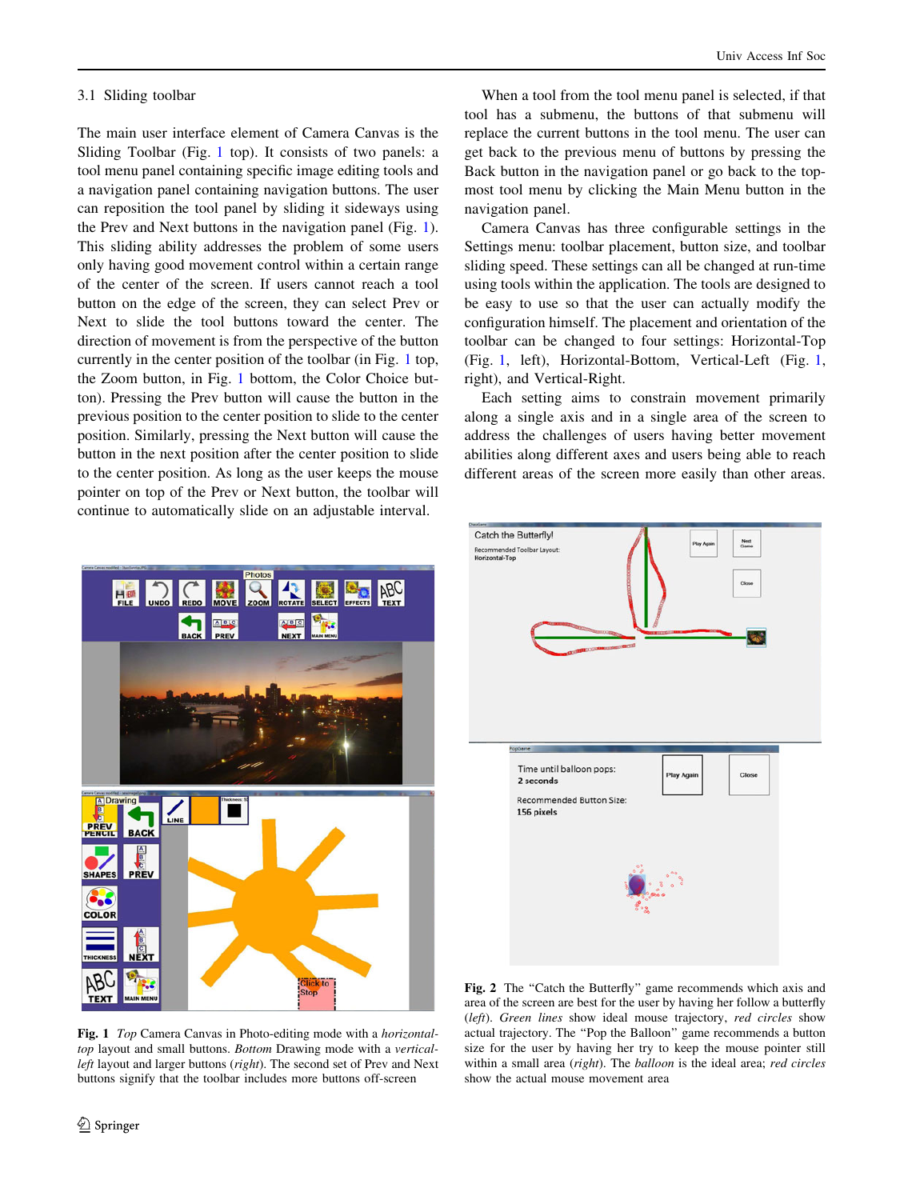### 3.1 Sliding toolbar

The main user interface element of Camera Canvas is the Sliding Toolbar (Fig. 1 top). It consists of two panels: a tool menu panel containing specific image editing tools and a navigation panel containing navigation buttons. The user can reposition the tool panel by sliding it sideways using the Prev and Next buttons in the navigation panel (Fig. 1). This sliding ability addresses the problem of some users only having good movement control within a certain range of the center of the screen. If users cannot reach a tool button on the edge of the screen, they can select Prev or Next to slide the tool buttons toward the center. The direction of movement is from the perspective of the button currently in the center position of the toolbar (in Fig. 1 top, the Zoom button, in Fig. 1 bottom, the Color Choice button). Pressing the Prev button will cause the button in the previous position to the center position to slide to the center position. Similarly, pressing the Next button will cause the button in the next position after the center position to slide to the center position. As long as the user keeps the mouse pointer on top of the Prev or Next button, the toolbar will continue to automatically slide on an adjustable interval.

Fig. 1 *Top* Camera Canvas in Photo-editing mode with a *horizontal-top* layout and small buttons. *Bottom* Drawing mode with a *vertical-left* layout and larger buttons (*right*). The second set of Prev and Next buttons signify that the toolbar includes more buttons off-screen

When a tool from the tool menu panel is selected, if that tool has a submenu, the buttons of that submenu will replace the current buttons in the tool menu. The user can get back to the previous menu of buttons by pressing the Back button in the navigation panel or go back to the top-most tool menu by clicking the Main Menu button in the navigation panel.

Camera Canvas has three configurable settings in the Settings menu: toolbar placement, button size, and toolbar sliding speed. These settings can all be changed at run-time using tools within the application. The tools are designed to be easy to use so that the user can actually modify the configuration himself. The placement and orientation of the toolbar can be changed to four settings: Horizontal-Top (Fig. 1, left), Horizontal-Bottom, Vertical-Left (Fig. 1, right), and Vertical-Right.

Each setting aims to constrain movement primarily along a single axis and in a single area of the screen to address the challenges of users having better movement abilities along different axes and users being able to reach different areas of the screen more easily than other areas.

Fig. 2 The "Catch the Butterfly" game recommends which axis and area of the screen are best for the user by having her follow a butterfly (*left*). *Green lines* show ideal mouse trajectory, *red circles* show actual trajectory. The "Pop the Balloon" game recommends a button size for the user by having her try to keep the mouse pointer still within a small area (*right*). The *balloon* is the ideal area; *red circles* show the actual mouse movement area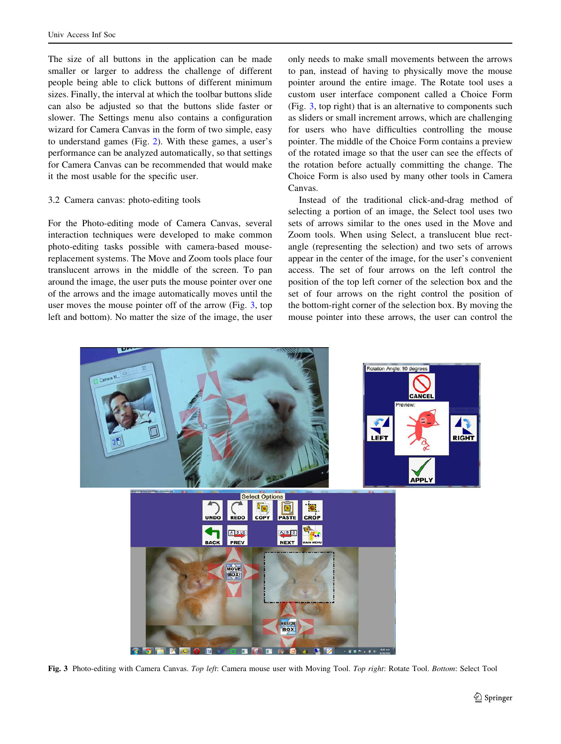The size of all buttons in the application can be made smaller or larger to address the challenge of different people being able to click buttons of different minimum sizes. Finally, the interval at which the toolbar buttons slide can also be adjusted so that the buttons slide faster or slower. The Settings menu also contains a configuration wizard for Camera Canvas in the form of two simple, easy to understand games (Fig. 2). With these games, a user's performance can be analyzed automatically, so that settings for Camera Canvas can be recommended that would make it the most usable for the specific user.

### 3.2 Camera canvas: photo-editing tools

For the Photo-editing mode of Camera Canvas, several interaction techniques were developed to make common photo-editing tasks possible with camera-based mouse-replacement systems. The Move and Zoom tools place four translucent arrows in the middle of the screen. To pan around the image, the user puts the mouse pointer over one of the arrows and the image automatically moves until the user moves the mouse pointer off of the arrow (Fig. 3, top left and bottom). No matter the size of the image, the user only needs to make small movements between the arrows to pan, instead of having to physically move the mouse pointer around the entire image. The Rotate tool uses a custom user interface component called a Choice Form (Fig. 3, top right) that is an alternative to components such as sliders or small increment arrows, which are challenging for users who have difficulties controlling the mouse pointer. The middle of the Choice Form contains a preview of the rotated image so that the user can see the effects of the rotation before actually committing the change. The Choice Form is also used by many other tools in Camera Canvas.

Instead of the traditional click-and-drag method of selecting a portion of an image, the Select tool uses two sets of arrows similar to the ones used in the Move and Zoom tools. When using Select, a translucent blue rectangle (representing the selection) and two sets of arrows appear in the center of the image, for the user's convenient access. The set of four arrows on the left control the position of the top left corner of the selection box and the set of four arrows on the right control the position of the bottom-right corner of the selection box. By moving the mouse pointer into these arrows, the user can control the

**Fig. 3** Photo-editing with Camera Canvas. *Top left*: Camera mouse user with Moving Tool. *Top right*: Rotate Tool. *Bottom*: Select Tool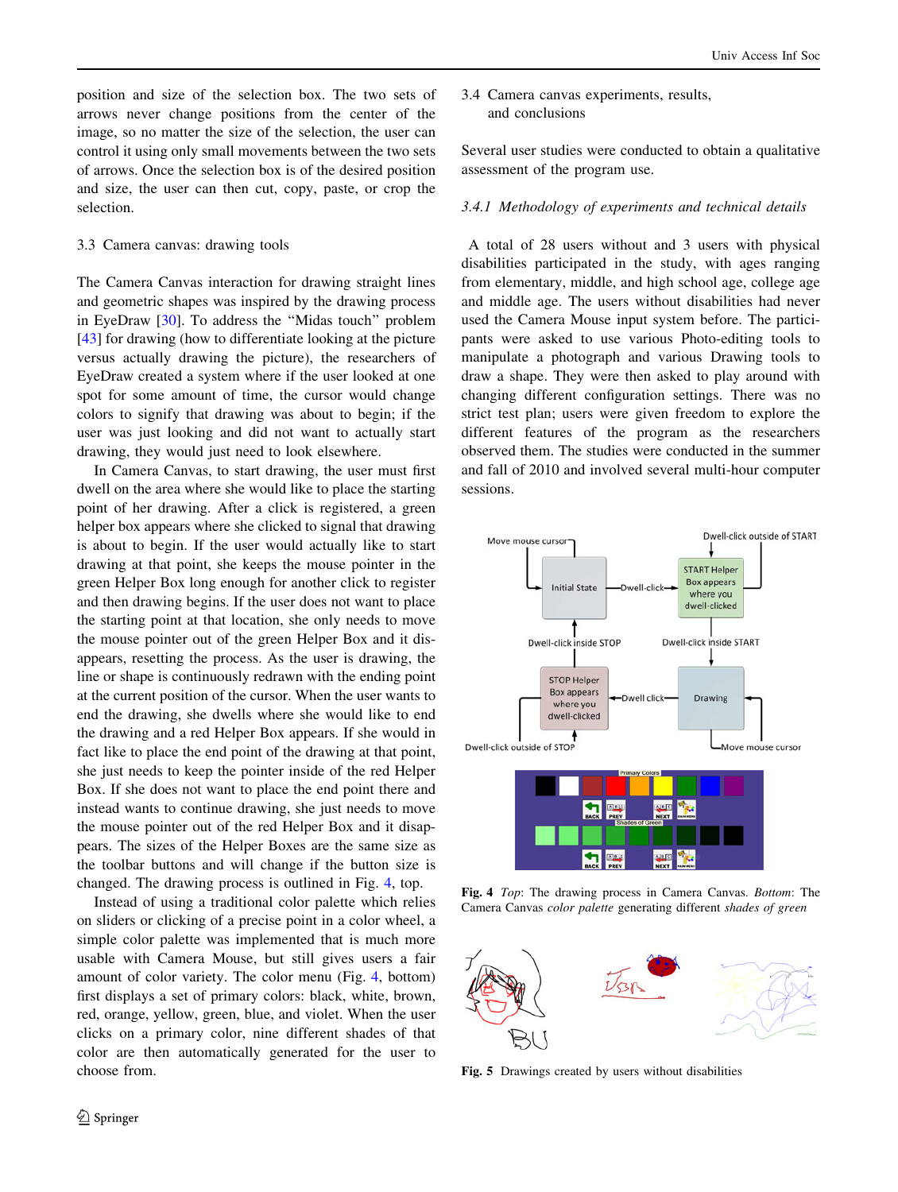position and size of the selection box. The two sets of arrows never change positions from the center of the image, so no matter the size of the selection, the user can control it using only small movements between the two sets of arrows. Once the selection box is of the desired position and size, the user can then cut, copy, paste, or crop the selection.

### 3.3 Camera canvas: drawing tools

The Camera Canvas interaction for drawing straight lines and geometric shapes was inspired by the drawing process in EyeDraw [30]. To address the "Midas touch" problem [43] for drawing (how to differentiate looking at the picture versus actually drawing the picture), the researchers of EyeDraw created a system where if the user looked at one spot for some amount of time, the cursor would change colors to signify that drawing was about to begin; if the user was just looking and did not want to actually start drawing, they would just need to look elsewhere.

In Camera Canvas, to start drawing, the user must first dwell on the area where she would like to place the starting point of her drawing. After a click is registered, a green helper box appears where she clicked to signal that drawing is about to begin. If the user would actually like to start drawing at that point, she keeps the mouse pointer in the green Helper Box long enough for another click to register and then drawing begins. If the user does not want to place the starting point at that location, she only needs to move the mouse pointer out of the green Helper Box and it disappears, resetting the process. As the user is drawing, the line or shape is continuously redrawn with the ending point at the current position of the cursor. When the user wants to end the drawing, she dwells where she would like to end the drawing and a red Helper Box appears. If she would in fact like to place the end point of the drawing at that point, she just needs to keep the pointer inside of the red Helper Box. If she does not want to place the end point there and instead wants to continue drawing, she just needs to move the mouse pointer out of the red Helper Box and it disappears. The sizes of the Helper Boxes are the same size as the toolbar buttons and will change if the button size is changed. The drawing process is outlined in Fig. 4, top.

Instead of using a traditional color palette which relies on sliders or clicking of a precise point in a color wheel, a simple color palette was implemented that is much more usable with Camera Mouse, but still gives users a fair amount of color variety. The color menu (Fig. 4, bottom) first displays a set of primary colors: black, white, brown, red, orange, yellow, green, blue, and violet. When the user clicks on a primary color, nine different shades of that color are then automatically generated for the user to choose from.

### 3.4 Camera canvas experiments, results, and conclusions

Several user studies were conducted to obtain a qualitative assessment of the program use.

#### *3.4.1 Methodology of experiments and technical details*

A total of 28 users without and 3 users with physical disabilities participated in the study, with ages ranging from elementary, middle, and high school age, college age and middle age. The users without disabilities had never used the Camera Mouse input system before. The participants were asked to use various Photo-editing tools to manipulate a photograph and various Drawing tools to draw a shape. They were then asked to play around with changing different configuration settings. There was no strict test plan; users were given freedom to explore the different features of the program as the researchers observed them. The studies were conducted in the summer and fall of 2010 and involved several multi-hour computer sessions.

**Fig. 4** *Top*: The drawing process in Camera Canvas. *Bottom*: The Camera Canvas *color palette* generating different *shades of green*

**Fig. 5** Drawings created by users without disabilities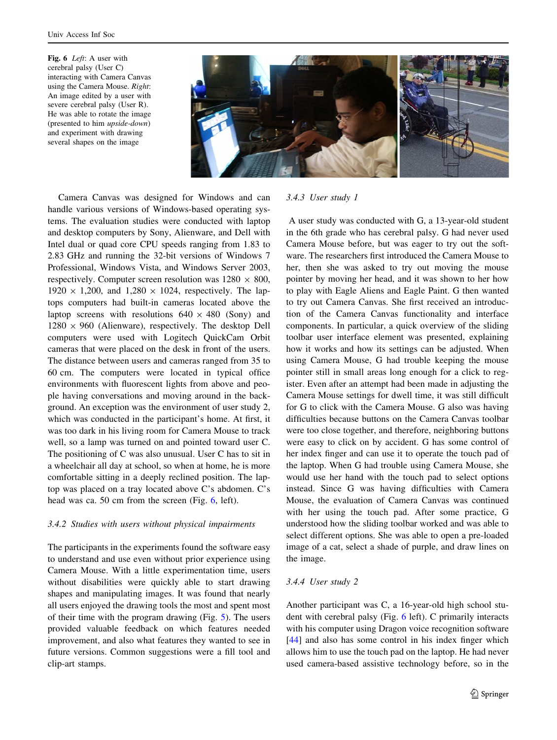**Fig. 6** *Left*: A user with cerebral palsy (User C) interacting with Camera Canvas using the Camera Mouse. *Right*: An image edited by a user with severe cerebral palsy (User R). He was able to rotate the image (presented to him *upside-down*) and experiment with drawing several shapes on the image

Camera Canvas was designed for Windows and can handle various versions of Windows-based operating systems. The evaluation studies were conducted with laptop and desktop computers by Sony, Alienware, and Dell with Intel dual or quad core CPU speeds ranging from 1.83 to 2.83 GHz and running the 32-bit versions of Windows 7 Professional, Windows Vista, and Windows Server 2003, respectively. Computer screen resolution was $1280 \times 800$, $1920 \times 1{,}200$, and $1{,}280 \times 1024$, respectively. The laptops computers had built-in cameras located above the laptop screens with resolutions $640 \times 480$ (Sony) and $1280 \times 960$ (Alienware), respectively. The desktop Dell computers were used with Logitech QuickCam Orbit cameras that were placed on the desk in front of the users. The distance between users and cameras ranged from 35 to 60 cm. The computers were located in typical office environments with fluorescent lights from above and people having conversations and moving around in the background. An exception was the environment of user study 2, which was conducted in the participant's home. At first, it was too dark in his living room for Camera Mouse to track well, so a lamp was turned on and pointed toward user C. The positioning of C was also unusual. User C has to sit in a wheelchair all day at school, so when at home, he is more comfortable sitting in a deeply reclined position. The laptop was placed on a tray located above C's abdomen. C's head was ca. 50 cm from the screen (Fig. 6, left).

#### 3.4.2 Studies with users without physical impairments

The participants in the experiments found the software easy to understand and use even without prior experience using Camera Mouse. With a little experimentation time, users without disabilities were quickly able to start drawing shapes and manipulating images. It was found that nearly all users enjoyed the drawing tools the most and spent most of their time with the program drawing (Fig. 5). The users provided valuable feedback on which features needed improvement, and also what features they wanted to see in future versions. Common suggestions were a fill tool and clip-art stamps.

#### 3.4.3 User study 1

A user study was conducted with G, a 13-year-old student in the 6th grade who has cerebral palsy. G had never used Camera Mouse before, but was eager to try out the software. The researchers first introduced the Camera Mouse to her, then she was asked to try out moving the mouse pointer by moving her head, and it was shown to her how to play with Eagle Aliens and Eagle Paint. G then wanted to try out Camera Canvas. She first received an introduction of the Camera Canvas functionality and interface components. In particular, a quick overview of the sliding toolbar user interface element was presented, explaining how it works and how its settings can be adjusted. When using Camera Mouse, G had trouble keeping the mouse pointer still in small areas long enough for a click to register. Even after an attempt had been made in adjusting the Camera Mouse settings for dwell time, it was still difficult for G to click with the Camera Mouse. G also was having difficulties because buttons on the Camera Canvas toolbar were too close together, and therefore, neighboring buttons were easy to click on by accident. G has some control of her index finger and can use it to operate the touch pad of the laptop. When G had trouble using Camera Mouse, she would use her hand with the touch pad to select options instead. Since G was having difficulties with Camera Mouse, the evaluation of Camera Canvas was continued with her using the touch pad. After some practice, G understood how the sliding toolbar worked and was able to select different options. She was able to open a pre-loaded image of a cat, select a shade of purple, and draw lines on the image.

#### 3.4.4 User study 2

Another participant was C, a 16-year-old high school student with cerebral palsy (Fig. 6 left). C primarily interacts with his computer using Dragon voice recognition software [44] and also has some control in his index finger which allows him to use the touch pad on the laptop. He had never used camera-based assistive technology before, so in the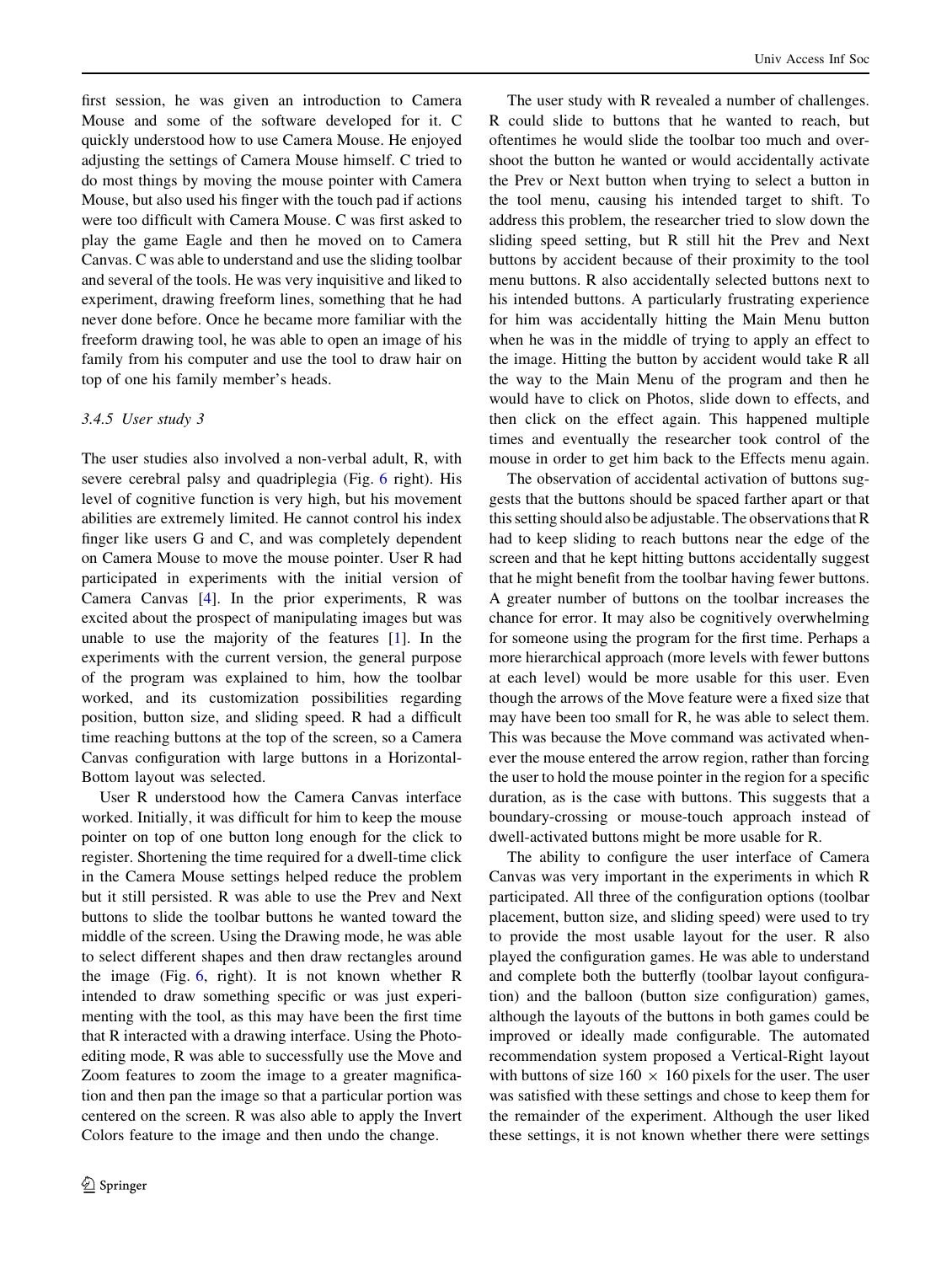first session, he was given an introduction to Camera Mouse and some of the software developed for it. C quickly understood how to use Camera Mouse. He enjoyed adjusting the settings of Camera Mouse himself. C tried to do most things by moving the mouse pointer with Camera Mouse, but also used his finger with the touch pad if actions were too difficult with Camera Mouse. C was first asked to play the game Eagle and then he moved on to Camera Canvas. C was able to understand and use the sliding toolbar and several of the tools. He was very inquisitive and liked to experiment, drawing freeform lines, something that he had never done before. Once he became more familiar with the freeform drawing tool, he was able to open an image of his family from his computer and use the tool to draw hair on top of one his family member's heads.

### 3.4.5 User study 3

The user studies also involved a non-verbal adult, R, with severe cerebral palsy and quadriplegia (Fig. 6 right). His level of cognitive function is very high, but his movement abilities are extremely limited. He cannot control his index finger like users G and C, and was completely dependent on Camera Mouse to move the mouse pointer. User R had participated in experiments with the initial version of Camera Canvas [4]. In the prior experiments, R was excited about the prospect of manipulating images but was unable to use the majority of the features [1]. In the experiments with the current version, the general purpose of the program was explained to him, how the toolbar worked, and its customization possibilities regarding position, button size, and sliding speed. R had a difficult time reaching buttons at the top of the screen, so a Camera Canvas configuration with large buttons in a Horizontal-Bottom layout was selected.

User R understood how the Camera Canvas interface worked. Initially, it was difficult for him to keep the mouse pointer on top of one button long enough for the click to register. Shortening the time required for a dwell-time click in the Camera Mouse settings helped reduce the problem but it still persisted. R was able to use the Prev and Next buttons to slide the toolbar buttons he wanted toward the middle of the screen. Using the Drawing mode, he was able to select different shapes and then draw rectangles around the image (Fig. 6, right). It is not known whether R intended to draw something specific or was just experimenting with the tool, as this may have been the first time that R interacted with a drawing interface. Using the Photo-editing mode, R was able to successfully use the Move and Zoom features to zoom the image to a greater magnification and then pan the image so that a particular portion was centered on the screen. R was also able to apply the Invert Colors feature to the image and then undo the change.

The user study with R revealed a number of challenges. R could slide to buttons that he wanted to reach, but oftentimes he would slide the toolbar too much and overshoot the button he wanted or would accidentally activate the Prev or Next button when trying to select a button in the tool menu, causing his intended target to shift. To address this problem, the researcher tried to slow down the sliding speed setting, but R still hit the Prev and Next buttons by accident because of their proximity to the tool menu buttons. R also accidentally selected buttons next to his intended buttons. A particularly frustrating experience for him was accidentally hitting the Main Menu button when he was in the middle of trying to apply an effect to the image. Hitting the button by accident would take R all the way to the Main Menu of the program and then he would have to click on Photos, slide down to effects, and then click on the effect again. This happened multiple times and eventually the researcher took control of the mouse in order to get him back to the Effects menu again.

The observation of accidental activation of buttons suggests that the buttons should be spaced farther apart or that this setting should also be adjustable. The observations that R had to keep sliding to reach buttons near the edge of the screen and that he kept hitting buttons accidentally suggest that he might benefit from the toolbar having fewer buttons. A greater number of buttons on the toolbar increases the chance for error. It may also be cognitively overwhelming for someone using the program for the first time. Perhaps a more hierarchical approach (more levels with fewer buttons at each level) would be more usable for this user. Even though the arrows of the Move feature were a fixed size that may have been too small for R, he was able to select them. This was because the Move command was activated whenever the mouse entered the arrow region, rather than forcing the user to hold the mouse pointer in the region for a specific duration, as is the case with buttons. This suggests that a boundary-crossing or mouse-touch approach instead of dwell-activated buttons might be more usable for R.

The ability to configure the user interface of Camera Canvas was very important in the experiments in which R participated. All three of the configuration options (toolbar placement, button size, and sliding speed) were used to try to provide the most usable layout for the user. R also played the configuration games. He was able to understand and complete both the butterfly (toolbar layout configuration) and the balloon (button size configuration) games, although the layouts of the buttons in both games could be improved or ideally made configurable. The automated recommendation system proposed a Vertical-Right layout with buttons of size 160 $\times$ 160 pixels for the user. The user was satisfied with these settings and chose to keep them for the remainder of the experiment. Although the user liked these settings, it is not known whether there were settings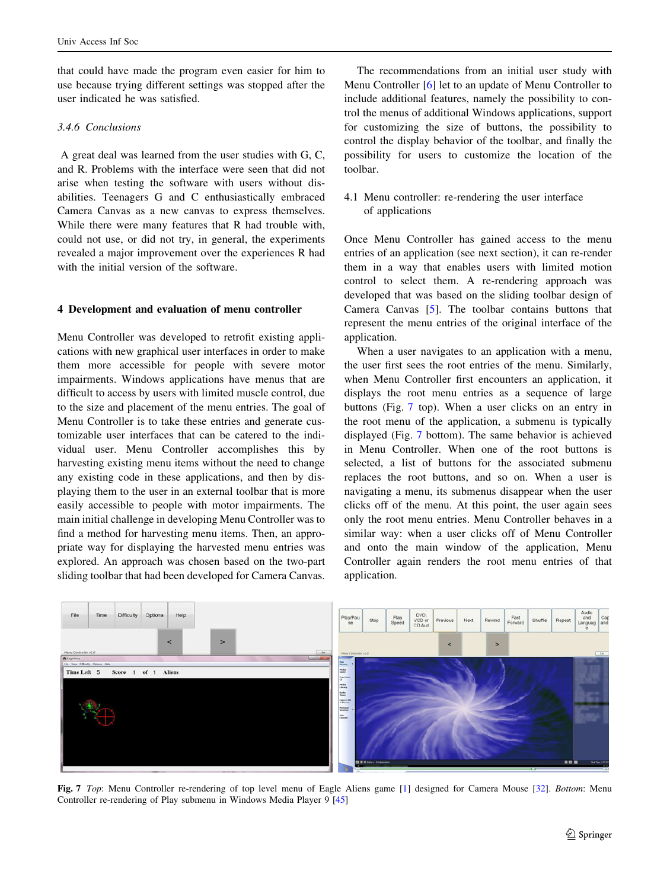that could have made the program even easier for him to use because trying different settings was stopped after the user indicated he was satisfied.

#### 3.4.6 Conclusions

A great deal was learned from the user studies with G, C, and R. Problems with the interface were seen that did not arise when testing the software with users without disabilities. Teenagers G and C enthusiastically embraced Camera Canvas as a new canvas to express themselves. While there were many features that R had trouble with, could not use, or did not try, in general, the experiments revealed a major improvement over the experiences R had with the initial version of the software.

## 4 Development and evaluation of menu controller

Menu Controller was developed to retrofit existing applications with new graphical user interfaces in order to make them more accessible for people with severe motor impairments. Windows applications have menus that are difficult to access by users with limited muscle control, due to the size and placement of the menu entries. The goal of Menu Controller is to take these entries and generate customizable user interfaces that can be catered to the individual user. Menu Controller accomplishes this by harvesting existing menu items without the need to change any existing code in these applications, and then by displaying them to the user in an external toolbar that is more easily accessible to people with motor impairments. The main initial challenge in developing Menu Controller was to find a method for harvesting menu items. Then, an appropriate way for displaying the harvested menu entries was explored. An approach was chosen based on the two-part sliding toolbar that had been developed for Camera Canvas.

The recommendations from an initial user study with Menu Controller [6] let to an update of Menu Controller to include additional features, namely the possibility to control the menus of additional Windows applications, support for customizing the size of buttons, the possibility to control the display behavior of the toolbar, and finally the possibility for users to customize the location of the toolbar.

### 4.1 Menu controller: re-rendering the user interface of applications

Once Menu Controller has gained access to the menu entries of an application (see next section), it can re-render them in a way that enables users with limited motion control to select them. A re-rendering approach was developed that was based on the sliding toolbar design of Camera Canvas [5]. The toolbar contains buttons that represent the menu entries of the original interface of the application.

When a user navigates to an application with a menu, the user first sees the root entries of the menu. Similarly, when Menu Controller first encounters an application, it displays the root menu entries as a sequence of large buttons (Fig. 7 top). When a user clicks on an entry in the root menu of the application, a submenu is typically displayed (Fig. 7 bottom). The same behavior is achieved in Menu Controller. When one of the root buttons is selected, a list of buttons for the associated submenu replaces the root buttons, and so on. When a user is navigating a menu, its submenus disappear when the user clicks off of the menu. At this point, the user again sees only the root menu entries. Menu Controller behaves in a similar way: when a user clicks off of Menu Controller and onto the main window of the application, Menu Controller again renders the root menu entries of that application.

**Fig. 7** *Top*: Menu Controller re-rendering of top level menu of Eagle Aliens game [1] designed for Camera Mouse [32]. *Bottom*: Menu Controller re-rendering of Play submenu in Windows Media Player 9 [45]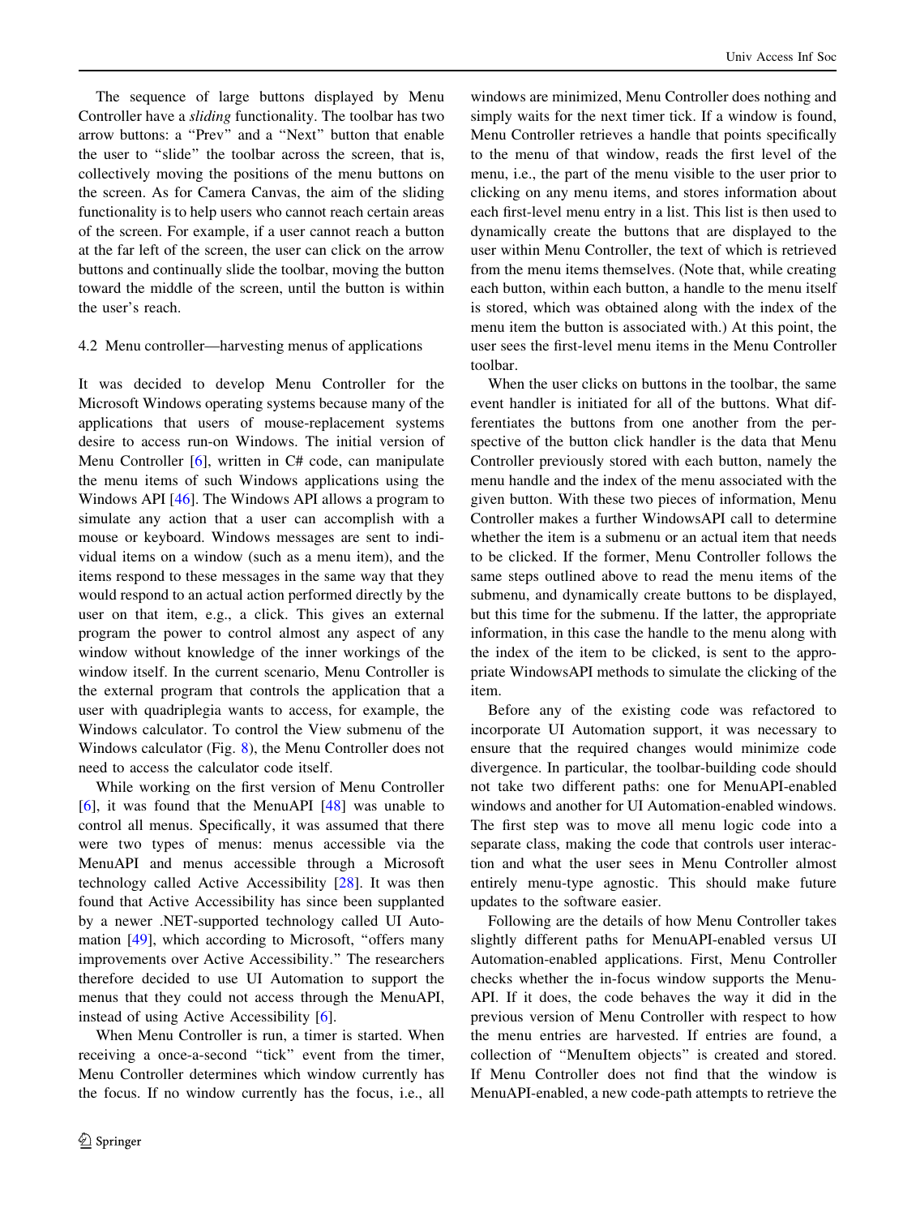The sequence of large buttons displayed by Menu Controller have a *sliding* functionality. The toolbar has two arrow buttons: a "Prev" and a "Next" button that enable the user to "slide" the toolbar across the screen, that is, collectively moving the positions of the menu buttons on the screen. As for Camera Canvas, the aim of the sliding functionality is to help users who cannot reach certain areas of the screen. For example, if a user cannot reach a button at the far left of the screen, the user can click on the arrow buttons and continually slide the toolbar, moving the button toward the middle of the screen, until the button is within the user's reach.

### 4.2 Menu controller—harvesting menus of applications

It was decided to develop Menu Controller for the Microsoft Windows operating systems because many of the applications that users of mouse-replacement systems desire to access run-on Windows. The initial version of Menu Controller [6], written in C# code, can manipulate the menu items of such Windows applications using the Windows API [46]. The Windows API allows a program to simulate any action that a user can accomplish with a mouse or keyboard. Windows messages are sent to individual items on a window (such as a menu item), and the items respond to these messages in the same way that they would respond to an actual action performed directly by the user on that item, e.g., a click. This gives an external program the power to control almost any aspect of any window without knowledge of the inner workings of the window itself. In the current scenario, Menu Controller is the external program that controls the application that a user with quadriplegia wants to access, for example, the Windows calculator. To control the View submenu of the Windows calculator (Fig. 8), the Menu Controller does not need to access the calculator code itself.

While working on the first version of Menu Controller [6], it was found that the MenuAPI [48] was unable to control all menus. Specifically, it was assumed that there were two types of menus: menus accessible via the MenuAPI and menus accessible through a Microsoft technology called Active Accessibility [28]. It was then found that Active Accessibility has since been supplanted by a newer .NET-supported technology called UI Automation [49], which according to Microsoft, "offers many improvements over Active Accessibility." The researchers therefore decided to use UI Automation to support the menus that they could not access through the MenuAPI, instead of using Active Accessibility [6].

When Menu Controller is run, a timer is started. When receiving a once-a-second "tick" event from the timer, Menu Controller determines which window currently has the focus. If no window currently has the focus, i.e., all windows are minimized, Menu Controller does nothing and simply waits for the next timer tick. If a window is found, Menu Controller retrieves a handle that points specifically to the menu of that window, reads the first level of the menu, i.e., the part of the menu visible to the user prior to clicking on any menu items, and stores information about each first-level menu entry in a list. This list is then used to dynamically create the buttons that are displayed to the user within Menu Controller, the text of which is retrieved from the menu items themselves. (Note that, while creating each button, within each button, a handle to the menu itself is stored, which was obtained along with the index of the menu item the button is associated with.) At this point, the user sees the first-level menu items in the Menu Controller toolbar.

When the user clicks on buttons in the toolbar, the same event handler is initiated for all of the buttons. What differentiates the buttons from one another from the perspective of the button click handler is the data that Menu Controller previously stored with each button, namely the menu handle and the index of the menu associated with the given button. With these two pieces of information, Menu Controller makes a further WindowsAPI call to determine whether the item is a submenu or an actual item that needs to be clicked. If the former, Menu Controller follows the same steps outlined above to read the menu items of the submenu, and dynamically create buttons to be displayed, but this time for the submenu. If the latter, the appropriate information, in this case the handle to the menu along with the index of the item to be clicked, is sent to the appropriate WindowsAPI methods to simulate the clicking of the item.

Before any of the existing code was refactored to incorporate UI Automation support, it was necessary to ensure that the required changes would minimize code divergence. In particular, the toolbar-building code should not take two different paths: one for MenuAPI-enabled windows and another for UI Automation-enabled windows. The first step was to move all menu logic code into a separate class, making the code that controls user interaction and what the user sees in Menu Controller almost entirely menu-type agnostic. This should make future updates to the software easier.

Following are the details of how Menu Controller takes slightly different paths for MenuAPI-enabled versus UI Automation-enabled applications. First, Menu Controller checks whether the in-focus window supports the MenuAPI. If it does, the code behaves the way it did in the previous version of Menu Controller with respect to how the menu entries are harvested. If entries are found, a collection of "MenuItem objects" is created and stored. If Menu Controller does not find that the window is MenuAPI-enabled, a new code-path attempts to retrieve the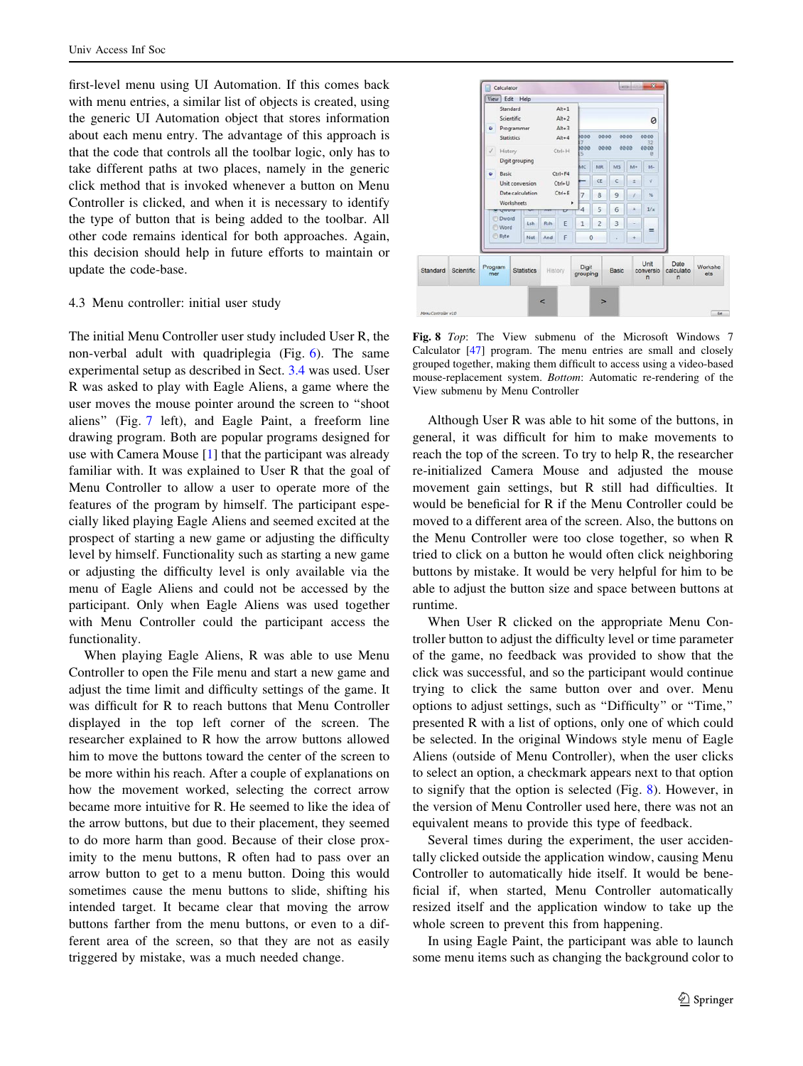first-level menu using UI Automation. If this comes back with menu entries, a similar list of objects is created, using the generic UI Automation object that stores information about each menu entry. The advantage of this approach is that the code that controls all the toolbar logic, only has to take different paths at two places, namely in the generic click method that is invoked whenever a button on Menu Controller is clicked, and when it is necessary to identify the type of button that is being added to the toolbar. All other code remains identical for both approaches. Again, this decision should help in future efforts to maintain or update the code-base.

### 4.3 Menu controller: initial user study

The initial Menu Controller user study included User R, the non-verbal adult with quadriplegia (Fig. 6). The same experimental setup as described in Sect. 3.4 was used. User R was asked to play with Eagle Aliens, a game where the user moves the mouse pointer around the screen to "shoot aliens" (Fig. 7 left), and Eagle Paint, a freeform line drawing program. Both are popular programs designed for use with Camera Mouse [1] that the participant was already familiar with. It was explained to User R that the goal of Menu Controller to allow a user to operate more of the features of the program by himself. The participant especially liked playing Eagle Aliens and seemed excited at the prospect of starting a new game or adjusting the difficulty level by himself. Functionality such as starting a new game or adjusting the difficulty level is only available via the menu of Eagle Aliens and could not be accessed by the participant. Only when Eagle Aliens was used together with Menu Controller could the participant access the functionality.

When playing Eagle Aliens, R was able to use Menu Controller to open the File menu and start a new game and adjust the time limit and difficulty settings of the game. It was difficult for R to reach buttons that Menu Controller displayed in the top left corner of the screen. The researcher explained to R how the arrow buttons allowed him to move the buttons toward the center of the screen to be more within his reach. After a couple of explanations on how the movement worked, selecting the correct arrow became more intuitive for R. He seemed to like the idea of the arrow buttons, but due to their placement, they seemed to do more harm than good. Because of their close proximity to the menu buttons, R often had to pass over an arrow button to get to a menu button. Doing this would sometimes cause the menu buttons to slide, shifting his intended target. It became clear that moving the arrow buttons farther from the menu buttons, or even to a different area of the screen, so that they are not as easily triggered by mistake, was a much needed change.

**Fig. 8** *Top*: The View submenu of the Microsoft Windows 7 Calculator [47] program. The menu entries are small and closely grouped together, making them difficult to access using a video-based mouse-replacement system. *Bottom*: Automatic re-rendering of the View submenu by Menu Controller

Although User R was able to hit some of the buttons, in general, it was difficult for him to make movements to reach the top of the screen. To try to help R, the researcher re-initialized Camera Mouse and adjusted the mouse movement gain settings, but R still had difficulties. It would be beneficial for R if the Menu Controller could be moved to a different area of the screen. Also, the buttons on the Menu Controller were too close together, so when R tried to click on a button he would often click neighboring buttons by mistake. It would be very helpful for him to be able to adjust the button size and space between buttons at runtime.

When User R clicked on the appropriate Menu Controller button to adjust the difficulty level or time parameter of the game, no feedback was provided to show that the click was successful, and so the participant would continue trying to click the same button over and over. Menu options to adjust settings, such as "Difficulty" or "Time," presented R with a list of options, only one of which could be selected. In the original Windows style menu of Eagle Aliens (outside of Menu Controller), when the user clicks to select an option, a checkmark appears next to that option to signify that the option is selected (Fig. 8). However, in the version of Menu Controller used here, there was not an equivalent means to provide this type of feedback.

Several times during the experiment, the user accidentally clicked outside the application window, causing Menu Controller to automatically hide itself. It would be beneficial if, when started, Menu Controller automatically resized itself and the application window to take up the whole screen to prevent this from happening.

In using Eagle Paint, the participant was able to launch some menu items such as changing the background color to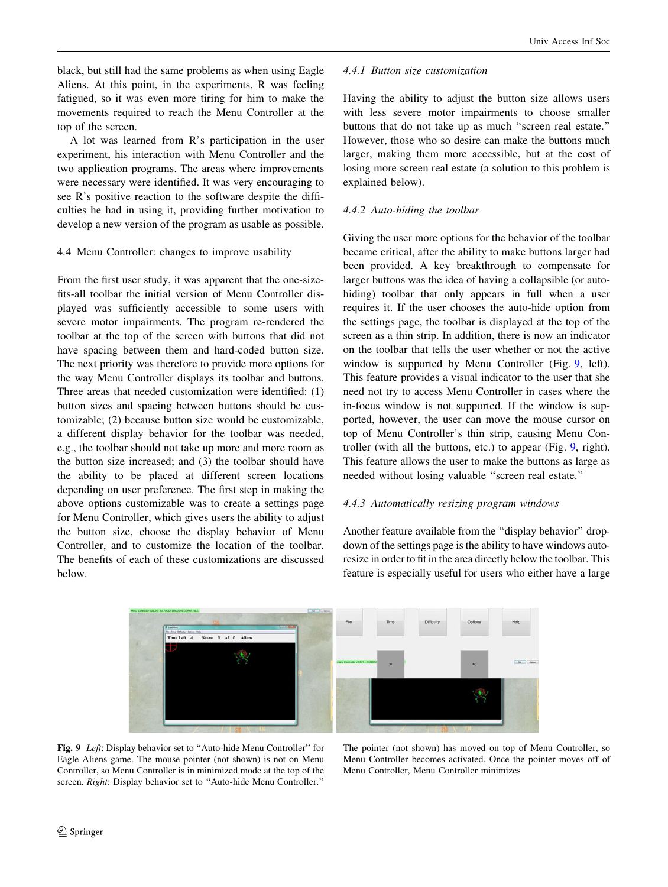black, but still had the same problems as when using Eagle Aliens. At this point, in the experiments, R was feeling fatigued, so it was even more tiring for him to make the movements required to reach the Menu Controller at the top of the screen.

A lot was learned from R's participation in the user experiment, his interaction with Menu Controller and the two application programs. The areas where improvements were necessary were identified. It was very encouraging to see R's positive reaction to the software despite the difficulties he had in using it, providing further motivation to develop a new version of the program as usable as possible.

### 4.4 Menu Controller: changes to improve usability

From the first user study, it was apparent that the one-size-fits-all toolbar the initial version of Menu Controller displayed was sufficiently accessible to some users with severe motor impairments. The program re-rendered the toolbar at the top of the screen with buttons that did not have spacing between them and hard-coded button size. The next priority was therefore to provide more options for the way Menu Controller displays its toolbar and buttons. Three areas that needed customization were identified: (1) button sizes and spacing between buttons should be customizable; (2) because button size would be customizable, a different display behavior for the toolbar was needed, e.g., the toolbar should not take up more and more room as the button size increased; and (3) the toolbar should have the ability to be placed at different screen locations depending on user preference. The first step in making the above options customizable was to create a settings page for Menu Controller, which gives users the ability to adjust the button size, choose the display behavior of Menu Controller, and to customize the location of the toolbar. The benefits of each of these customizations are discussed below.

#### *4.4.1 Button size customization*

Having the ability to adjust the button size allows users with less severe motor impairments to choose smaller buttons that do not take up as much "screen real estate." However, those who so desire can make the buttons much larger, making them more accessible, but at the cost of losing more screen real estate (a solution to this problem is explained below).

#### *4.4.2 Auto-hiding the toolbar*

Giving the user more options for the behavior of the toolbar became critical, after the ability to make buttons larger had been provided. A key breakthrough to compensate for larger buttons was the idea of having a collapsible (or auto-hiding) toolbar that only appears in full when a user requires it. If the user chooses the auto-hide option from the settings page, the toolbar is displayed at the top of the screen as a thin strip. In addition, there is now an indicator on the toolbar that tells the user whether or not the active window is supported by Menu Controller (Fig. 9, left). This feature provides a visual indicator to the user that she need not try to access Menu Controller in cases where the in-focus window is not supported. If the window is supported, however, the user can move the mouse cursor on top of Menu Controller's thin strip, causing Menu Controller (with all the buttons, etc.) to appear (Fig. 9, right). This feature allows the user to make the buttons as large as needed without losing valuable "screen real estate."

#### *4.4.3 Automatically resizing program windows*

Another feature available from the "display behavior" drop-down of the settings page is the ability to have windows auto-resize in order to fit in the area directly below the toolbar. This feature is especially useful for users who either have a large

**Fig. 9** *Left*: Display behavior set to "Auto-hide Menu Controller" for Eagle Aliens game. The mouse pointer (not shown) is not on Menu Controller, so Menu Controller is in minimized mode at the top of the screen. *Right*: Display behavior set to "Auto-hide Menu Controller." The pointer (not shown) has moved on top of Menu Controller, so Menu Controller becomes activated. Once the pointer moves off of Menu Controller, Menu Controller minimizes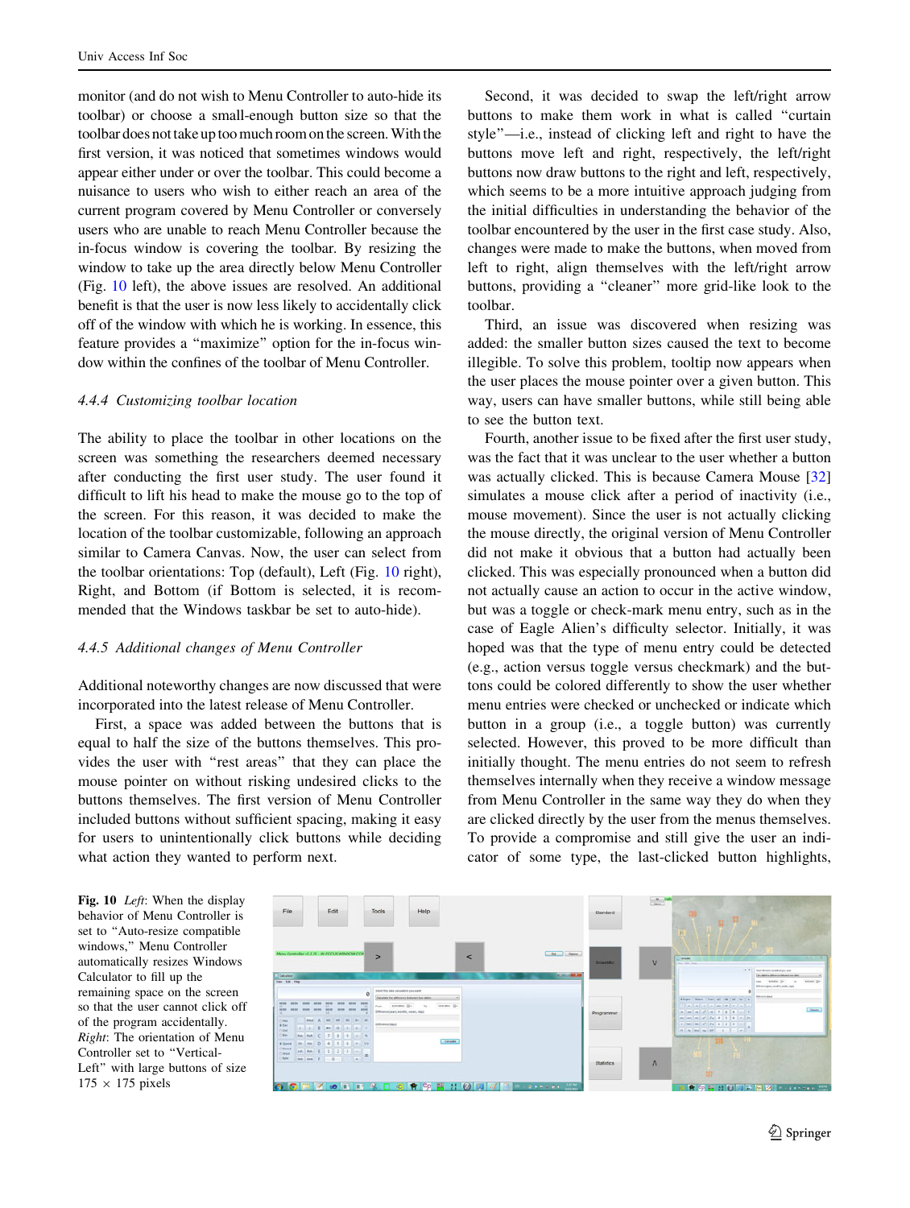monitor (and do not wish to Menu Controller to auto-hide its toolbar) or choose a small-enough button size so that the toolbar does not take up too much room on the screen. With the first version, it was noticed that sometimes windows would appear either under or over the toolbar. This could become a nuisance to users who wish to either reach an area of the current program covered by Menu Controller or conversely users who are unable to reach Menu Controller because the in-focus window is covering the toolbar. By resizing the window to take up the area directly below Menu Controller (Fig. 10 left), the above issues are resolved. An additional benefit is that the user is now less likely to accidentally click off of the window with which he is working. In essence, this feature provides a "maximize" option for the in-focus window within the confines of the toolbar of Menu Controller.

#### 4.4.4 Customizing toolbar location

The ability to place the toolbar in other locations on the screen was something the researchers deemed necessary after conducting the first user study. The user found it difficult to lift his head to make the mouse go to the top of the screen. For this reason, it was decided to make the location of the toolbar customizable, following an approach similar to Camera Canvas. Now, the user can select from the toolbar orientations: Top (default), Left (Fig. 10 right), Right, and Bottom (if Bottom is selected, it is recommended that the Windows taskbar be set to auto-hide).

#### 4.4.5 Additional changes of Menu Controller

Additional noteworthy changes are now discussed that were incorporated into the latest release of Menu Controller.

First, a space was added between the buttons that is equal to half the size of the buttons themselves. This provides the user with "rest areas" that they can place the mouse pointer on without risking undesired clicks to the buttons themselves. The first version of Menu Controller included buttons without sufficient spacing, making it easy for users to unintentionally click buttons while deciding what action they wanted to perform next.

Second, it was decided to swap the left/right arrow buttons to make them work in what is called "curtain style"—i.e., instead of clicking left and right to have the buttons move left and right, respectively, the left/right buttons now draw buttons to the right and left, respectively, which seems to be a more intuitive approach judging from the initial difficulties in understanding the behavior of the toolbar encountered by the user in the first case study. Also, changes were made to make the buttons, when moved from left to right, align themselves with the left/right arrow buttons, providing a "cleaner" more grid-like look to the toolbar.

Third, an issue was discovered when resizing was added: the smaller button sizes caused the text to become illegible. To solve this problem, tooltip now appears when the user places the mouse pointer over a given button. This way, users can have smaller buttons, while still being able to see the button text.

Fourth, another issue to be fixed after the first user study, was the fact that it was unclear to the user whether a button was actually clicked. This is because Camera Mouse [32] simulates a mouse click after a period of inactivity (i.e., mouse movement). Since the user is not actually clicking the mouse directly, the original version of Menu Controller did not make it obvious that a button had actually been clicked. This was especially pronounced when a button did not actually cause an action to occur in the active window, but was a toggle or check-mark menu entry, such as in the case of Eagle Alien's difficulty selector. Initially, it was hoped was that the type of menu entry could be detected (e.g., action versus toggle versus checkmark) and the buttons could be colored differently to show the user whether menu entries were checked or unchecked or indicate which button in a group (i.e., a toggle button) was currently selected. However, this proved to be more difficult than initially thought. The menu entries do not seem to refresh themselves internally when they receive a window message from Menu Controller in the same way they do when they are clicked directly by the user from the menus themselves. To provide a compromise and still give the user an indicator of some type, the last-clicked button highlights,

**Fig. 10** *Left*: When the display behavior of Menu Controller is set to "Auto-resize compatible windows," Menu Controller automatically resizes Windows Calculator to fill up the remaining space on the screen so that the user cannot click off of the program accidentally. *Right*: The orientation of Menu Controller set to "Vertical-Left" with large buttons of size 175 × 175 pixels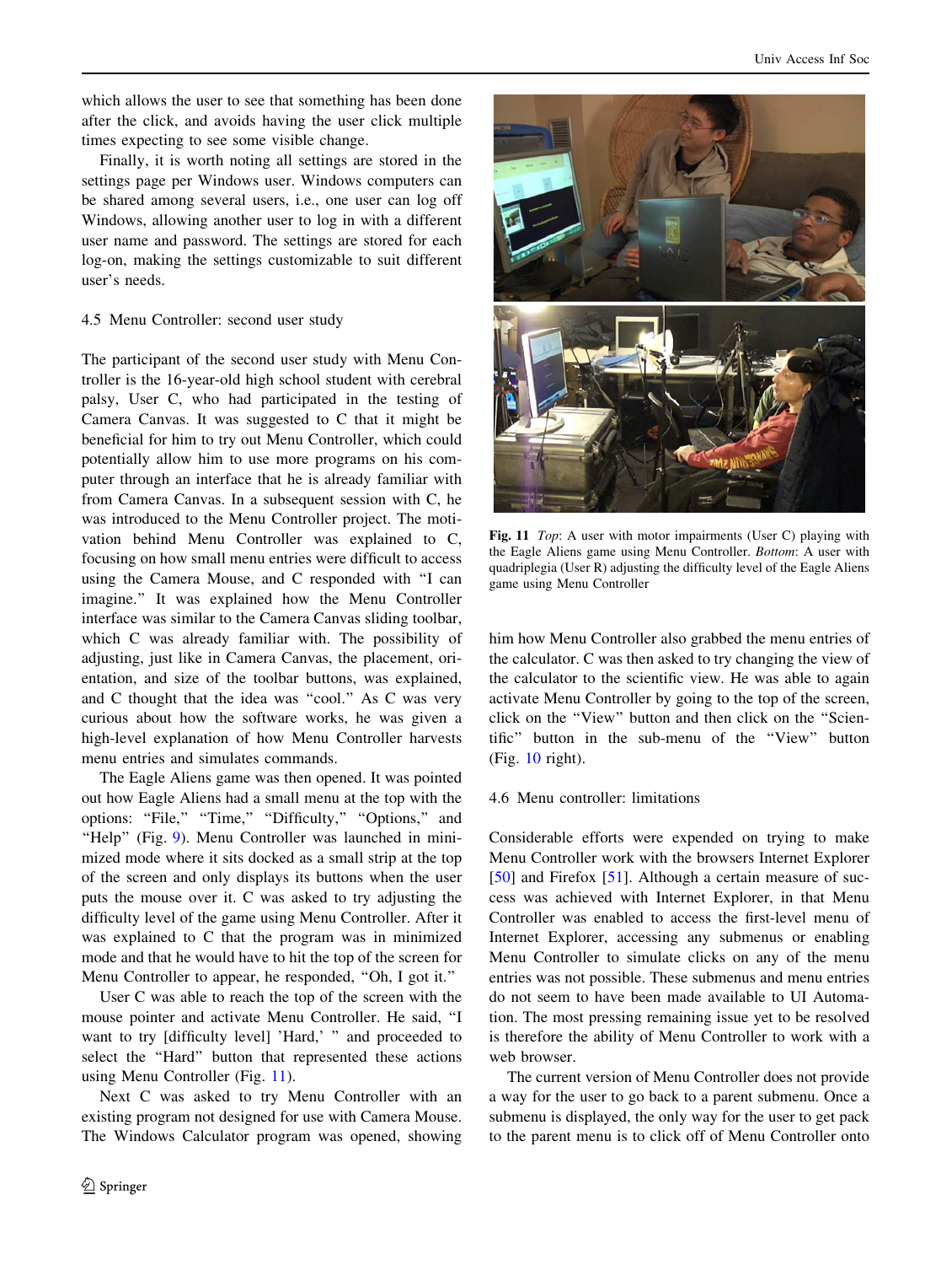which allows the user to see that something has been done after the click, and avoids having the user click multiple times expecting to see some visible change.

Finally, it is worth noting all settings are stored in the settings page per Windows user. Windows computers can be shared among several users, i.e., one user can log off Windows, allowing another user to log in with a different user name and password. The settings are stored for each log-on, making the settings customizable to suit different user's needs.

### 4.5 Menu Controller: second user study

The participant of the second user study with Menu Controller is the 16-year-old high school student with cerebral palsy, User C, who had participated in the testing of Camera Canvas. It was suggested to C that it might be beneficial for him to try out Menu Controller, which could potentially allow him to use more programs on his computer through an interface that he is already familiar with from Camera Canvas. In a subsequent session with C, he was introduced to the Menu Controller project. The motivation behind Menu Controller was explained to C, focusing on how small menu entries were difficult to access using the Camera Mouse, and C responded with "I can imagine." It was explained how the Menu Controller interface was similar to the Camera Canvas sliding toolbar, which C was already familiar with. The possibility of adjusting, just like in Camera Canvas, the placement, orientation, and size of the toolbar buttons, was explained, and C thought that the idea was "cool." As C was very curious about how the software works, he was given a high-level explanation of how Menu Controller harvests menu entries and simulates commands.

The Eagle Aliens game was then opened. It was pointed out how Eagle Aliens had a small menu at the top with the options: "File," "Time," "Difficulty," "Options," and "Help" (Fig. 9). Menu Controller was launched in minimized mode where it sits docked as a small strip at the top of the screen and only displays its buttons when the user puts the mouse over it. C was asked to try adjusting the difficulty level of the game using Menu Controller. After it was explained to C that the program was in minimized mode and that he would have to hit the top of the screen for Menu Controller to appear, he responded, "Oh, I got it."

User C was able to reach the top of the screen with the mouse pointer and activate Menu Controller. He said, "I want to try [difficulty level] 'Hard,' " and proceeded to select the "Hard" button that represented these actions using Menu Controller (Fig. 11).

Next C was asked to try Menu Controller with an existing program not designed for use with Camera Mouse. The Windows Calculator program was opened, showing him how Menu Controller also grabbed the menu entries of the calculator. C was then asked to try changing the view of the calculator to the scientific view. He was able to again activate Menu Controller by going to the top of the screen, click on the "View" button and then click on the "Scientific" button in the sub-menu of the "View" button (Fig. 10 right).

**Fig. 11** *Top*: A user with motor impairments (User C) playing with the Eagle Aliens game using Menu Controller. *Bottom*: A user with quadriplegia (User R) adjusting the difficulty level of the Eagle Aliens game using Menu Controller

### 4.6 Menu controller: limitations

Considerable efforts were expended on trying to make Menu Controller work with the browsers Internet Explorer [50] and Firefox [51]. Although a certain measure of success was achieved with Internet Explorer, in that Menu Controller was enabled to access the first-level menu of Internet Explorer, accessing any submenus or enabling Menu Controller to simulate clicks on any of the menu entries was not possible. These submenus and menu entries do not seem to have been made available to UI Automation. The most pressing remaining issue yet to be resolved is therefore the ability of Menu Controller to work with a web browser.

The current version of Menu Controller does not provide a way for the user to go back to a parent submenu. Once a submenu is displayed, the only way for the user to get pack to the parent menu is to click off of Menu Controller onto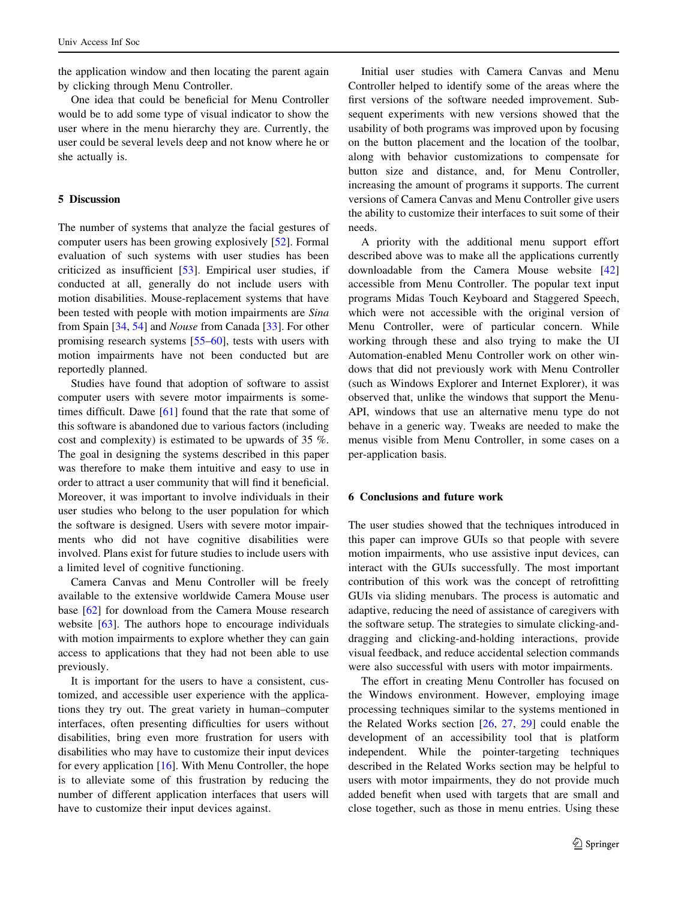the application window and then locating the parent again by clicking through Menu Controller.

One idea that could be beneficial for Menu Controller would be to add some type of visual indicator to show the user where in the menu hierarchy they are. Currently, the user could be several levels deep and not know where he or she actually is.

## 5 Discussion

The number of systems that analyze the facial gestures of computer users has been growing explosively [52]. Formal evaluation of such systems with user studies has been criticized as insufficient [53]. Empirical user studies, if conducted at all, generally do not include users with motion disabilities. Mouse-replacement systems that have been tested with people with motion impairments are *Sina* from Spain [34, 54] and *Nouse* from Canada [33]. For other promising research systems [55–60], tests with users with motion impairments have not been conducted but are reportedly planned.

Studies have found that adoption of software to assist computer users with severe motor impairments is sometimes difficult. Dawe [61] found that the rate that some of this software is abandoned due to various factors (including cost and complexity) is estimated to be upwards of 35 %. The goal in designing the systems described in this paper was therefore to make them intuitive and easy to use in order to attract a user community that will find it beneficial. Moreover, it was important to involve individuals in their user studies who belong to the user population for which the software is designed. Users with severe motor impairments who did not have cognitive disabilities were involved. Plans exist for future studies to include users with a limited level of cognitive functioning.

Camera Canvas and Menu Controller will be freely available to the extensive worldwide Camera Mouse user base [62] for download from the Camera Mouse research website [63]. The authors hope to encourage individuals with motion impairments to explore whether they can gain access to applications that they had not been able to use previously.

It is important for the users to have a consistent, customized, and accessible user experience with the applications they try out. The great variety in human–computer interfaces, often presenting difficulties for users without disabilities, bring even more frustration for users with disabilities who may have to customize their input devices for every application [16]. With Menu Controller, the hope is to alleviate some of this frustration by reducing the number of different application interfaces that users will have to customize their input devices against.

Initial user studies with Camera Canvas and Menu Controller helped to identify some of the areas where the first versions of the software needed improvement. Subsequent experiments with new versions showed that the usability of both programs was improved upon by focusing on the button placement and the location of the toolbar, along with behavior customizations to compensate for button size and distance, and, for Menu Controller, increasing the amount of programs it supports. The current versions of Camera Canvas and Menu Controller give users the ability to customize their interfaces to suit some of their needs.

A priority with the additional menu support effort described above was to make all the applications currently downloadable from the Camera Mouse website [42] accessible from Menu Controller. The popular text input programs Midas Touch Keyboard and Staggered Speech, which were not accessible with the original version of Menu Controller, were of particular concern. While working through these and also trying to make the UI Automation-enabled Menu Controller work on other windows that did not previously work with Menu Controller (such as Windows Explorer and Internet Explorer), it was observed that, unlike the windows that support the Menu-API, windows that use an alternative menu type do not behave in a generic way. Tweaks are needed to make the menus visible from Menu Controller, in some cases on a per-application basis.

## 6 Conclusions and future work

The user studies showed that the techniques introduced in this paper can improve GUIs so that people with severe motion impairments, who use assistive input devices, can interact with the GUIs successfully. The most important contribution of this work was the concept of retrofitting GUIs via sliding menubars. The process is automatic and adaptive, reducing the need of assistance of caregivers with the software setup. The strategies to simulate clicking-and-dragging and clicking-and-holding interactions, provide visual feedback, and reduce accidental selection commands were also successful with users with motor impairments.

The effort in creating Menu Controller has focused on the Windows environment. However, employing image processing techniques similar to the systems mentioned in the Related Works section [26, 27, 29] could enable the development of an accessibility tool that is platform independent. While the pointer-targeting techniques described in the Related Works section may be helpful to users with motor impairments, they do not provide much added benefit when used with targets that are small and close together, such as those in menu entries. Using these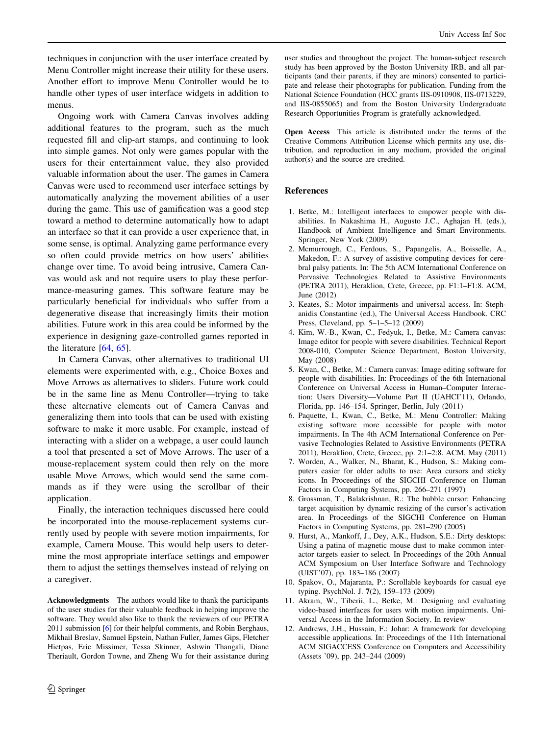techniques in conjunction with the user interface created by Menu Controller might increase their utility for these users. Another effort to improve Menu Controller would be to handle other types of user interface widgets in addition to menus.

Ongoing work with Camera Canvas involves adding additional features to the program, such as the much requested fill and clip-art stamps, and continuing to look into simple games. Not only were games popular with the users for their entertainment value, they also provided valuable information about the user. The games in Camera Canvas were used to recommend user interface settings by automatically analyzing the movement abilities of a user during the game. This use of gamification was a good step toward a method to determine automatically how to adapt an interface so that it can provide a user experience that, in some sense, is optimal. Analyzing game performance every so often could provide metrics on how users' abilities change over time. To avoid being intrusive, Camera Canvas would ask and not require users to play these performance-measuring games. This software feature may be particularly beneficial for individuals who suffer from a degenerative disease that increasingly limits their motion abilities. Future work in this area could be informed by the experience in designing gaze-controlled games reported in the literature [64, 65].

In Camera Canvas, other alternatives to traditional UI elements were experimented with, e.g., Choice Boxes and Move Arrows as alternatives to sliders. Future work could be in the same line as Menu Controller—trying to take these alternative elements out of Camera Canvas and generalizing them into tools that can be used with existing software to make it more usable. For example, instead of interacting with a slider on a webpage, a user could launch a tool that presented a set of Move Arrows. The user of a mouse-replacement system could then rely on the more usable Move Arrows, which would send the same commands as if they were using the scrollbar of their application.

Finally, the interaction techniques discussed here could be incorporated into the mouse-replacement systems currently used by people with severe motion impairments, for example, Camera Mouse. This would help users to determine the most appropriate interface settings and empower them to adjust the settings themselves instead of relying on a caregiver.

**Acknowledgments** The authors would like to thank the participants of the user studies for their valuable feedback in helping improve the software. They would also like to thank the reviewers of our PETRA 2011 submission [6] for their helpful comments, and Robin Berghaus, Mikhail Breslav, Samuel Epstein, Nathan Fuller, James Gips, Fletcher Hietpas, Eric Missimer, Tessa Skinner, Ashwin Thangali, Diane Theriault, Gordon Towne, and Zheng Wu for their assistance during user studies and throughout the project. The human-subject research study has been approved by the Boston University IRB, and all participants (and their parents, if they are minors) consented to participate and release their photographs for publication. Funding from the National Science Foundation (HCC grants IIS-0910908, IIS-0713229, and IIS-0855065) and from the Boston University Undergraduate Research Opportunities Program is gratefully acknowledged.

**Open Access** This article is distributed under the terms of the Creative Commons Attribution License which permits any use, distribution, and reproduction in any medium, provided the original author(s) and the source are credited.

## References

1. Betke, M.: Intelligent interfaces to empower people with disabilities. In Nakashima H., Augusto J.C., Aghajan H. (eds.), Handbook of Ambient Intelligence and Smart Environments. Springer, New York (2009)
2. Mcmurrough, C., Ferdous, S., Papangelis, A., Boisselle, A., Makedon, F.: A survey of assistive computing devices for cerebral palsy patients. In: The 5th ACM International Conference on Pervasive Technologies Related to Assistive Environments (PETRA 2011), Heraklion, Crete, Greece, pp. F1:1–F1:8. ACM, June (2012)
3. Keates, S.: Motor impairments and universal access. In: Stephanidis Constantine (ed.), The Universal Access Handbook. CRC Press, Cleveland, pp. 5–1–5–12 (2009)
4. Kim, W.-B., Kwan, C., Fedyuk, I., Betke, M.: Camera canvas: Image editor for people with severe disabilities. Technical Report 2008-010, Computer Science Department, Boston University, May (2008)
5. Kwan, C., Betke, M.: Camera canvas: Image editing software for people with disabilities. In: Proceedings of the 6th International Conference on Universal Access in Human–Computer Interaction: Users Diversity—Volume Part II (UAHCI'11), Orlando, Florida, pp. 146–154. Springer, Berlin, July (2011)
6. Paquette, I., Kwan, C., Betke, M.: Menu Controller: Making existing software more accessible for people with motor impairments. In The 4th ACM International Conference on Pervasive Technologies Related to Assistive Environments (PETRA 2011), Heraklion, Crete, Greece, pp. 2:1–2:8. ACM, May (2011)
7. Worden, A., Walker, N., Bharat, K., Hudson, S.: Making computers easier for older adults to use: Area cursors and sticky icons. In Proceedings of the SIGCHI Conference on Human Factors in Computing Systems, pp. 266–271 (1997)
8. Grossman, T., Balakrishnan, R.: The bubble cursor: Enhancing target acquisition by dynamic resizing of the cursor's activation area. In Proceedings of the SIGCHI Conference on Human Factors in Computing Systems, pp. 281–290 (2005)
9. Hurst, A., Mankoff, J., Dey, A.K., Hudson, S.E.: Dirty desktops: Using a patina of magnetic mouse dust to make common interactor targets easier to select. In Proceedings of the 20th Annual ACM Symposium on User Interface Software and Technology (UIST'07), pp. 183–186 (2007)
10. Spakov, O., Majaranta, P.: Scrollable keyboards for casual eye typing. PsychNol. J. **7**(2), 159–173 (2009)
11. Akram, W., Tiberii, L., Betke, M.: Designing and evaluating video-based interfaces for users with motion impairments. Universal Access in the Information Society. In review
12. Andrews, J.H., Hussain, F.: Johar: A framework for developing accessible applications. In: Proceedings of the 11th International ACM SIGACCESS Conference on Computers and Accessibility (Assets '09), pp. 243–244 (2009)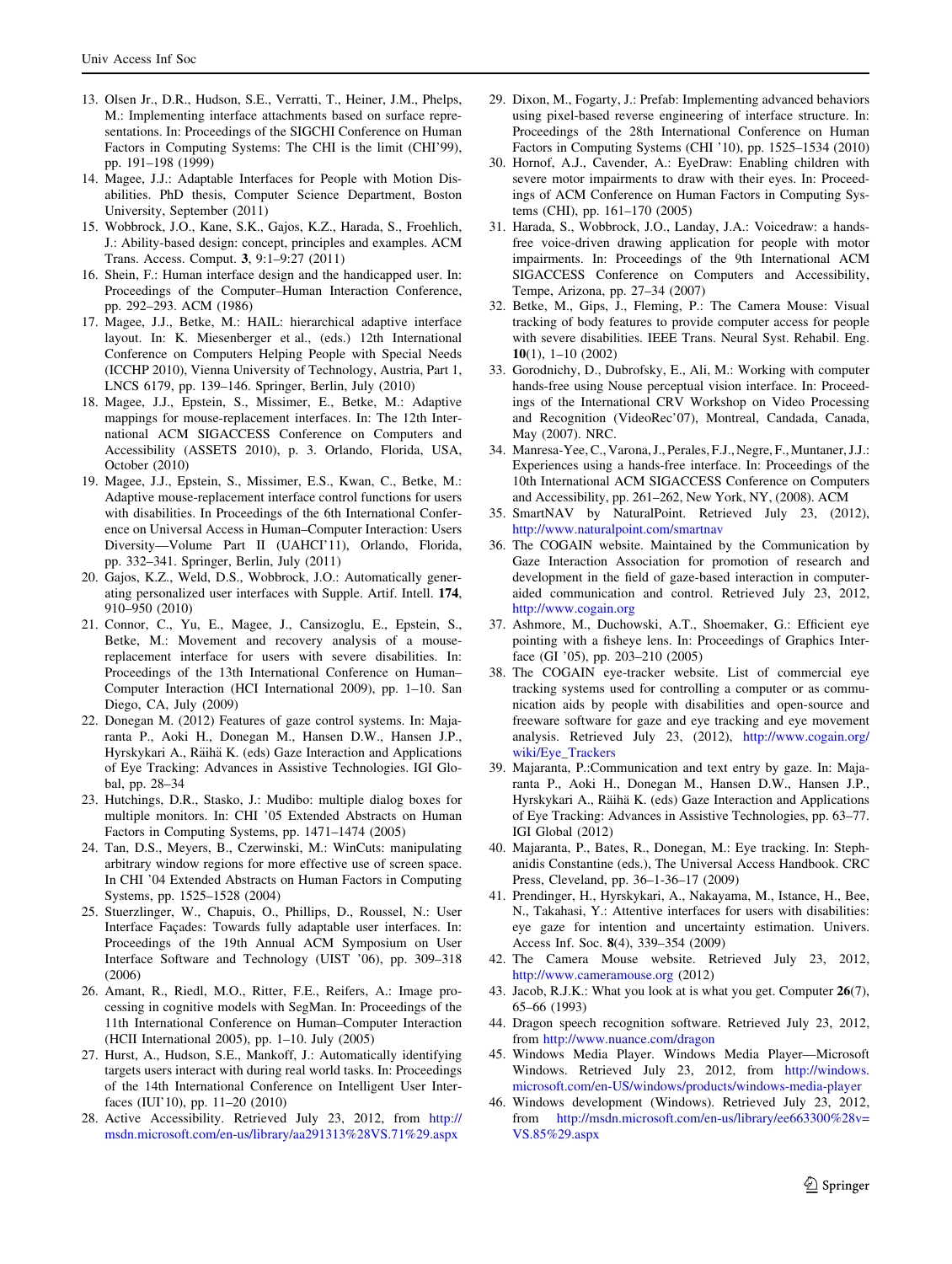13. Olsen Jr., D.R., Hudson, S.E., Verratti, T., Heiner, J.M., Phelps, M.: Implementing interface attachments based on surface representations. In: Proceedings of the SIGCHI Conference on Human Factors in Computing Systems: The CHI is the limit (CHI'99), pp. 191–198 (1999)
14. Magee, J.J.: Adaptable Interfaces for People with Motion Disabilities. PhD thesis, Computer Science Department, Boston University, September (2011)
15. Wobbrock, J.O., Kane, S.K., Gajos, K.Z., Harada, S., Froehlich, J.: Ability-based design: concept, principles and examples. ACM Trans. Access. Comput. **3**, 9:1–9:27 (2011)
16. Shein, F.: Human interface design and the handicapped user. In: Proceedings of the Computer–Human Interaction Conference, pp. 292–293. ACM (1986)
17. Magee, J.J., Betke, M.: HAIL: hierarchical adaptive interface layout. In: K. Miesenberger et al., (eds.) 12th International Conference on Computers Helping People with Special Needs (ICCHP 2010), Vienna University of Technology, Austria, Part 1, LNCS 6179, pp. 139–146. Springer, Berlin, July (2010)
18. Magee, J.J., Epstein, S., Missimer, E., Betke, M.: Adaptive mappings for mouse-replacement interfaces. In: The 12th International ACM SIGACCESS Conference on Computers and Accessibility (ASSETS 2010), p. 3. Orlando, Florida, USA, October (2010)
19. Magee, J.J., Epstein, S., Missimer, E.S., Kwan, C., Betke, M.: Adaptive mouse-replacement interface control functions for users with disabilities. In Proceedings of the 6th International Conference on Universal Access in Human–Computer Interaction: Users Diversity—Volume Part II (UAHCI'11), Orlando, Florida, pp. 332–341. Springer, Berlin, July (2011)
20. Gajos, K.Z., Weld, D.S., Wobbrock, J.O.: Automatically generating personalized user interfaces with Supple. Artif. Intell. **174**, 910–950 (2010)
21. Connor, C., Yu, E., Magee, J., Cansizoglu, E., Epstein, S., Betke, M.: Movement and recovery analysis of a mouse-replacement interface for users with severe disabilities. In: Proceedings of the 13th International Conference on Human–Computer Interaction (HCI International 2009), pp. 1–10. San Diego, CA, July (2009)
22. Donegan M. (2012) Features of gaze control systems. In: Majaranta P., Aoki H., Donegan M., Hansen D.W., Hansen J.P., Hyrskykari A., Räihä K. (eds) Gaze Interaction and Applications of Eye Tracking: Advances in Assistive Technologies. IGI Global, pp. 28–34
23. Hutchings, D.R., Stasko, J.: Mudibo: multiple dialog boxes for multiple monitors. In: CHI '05 Extended Abstracts on Human Factors in Computing Systems, pp. 1471–1474 (2005)
24. Tan, D.S., Meyers, B., Czerwinski, M.: WinCuts: manipulating arbitrary window regions for more effective use of screen space. In CHI '04 Extended Abstracts on Human Factors in Computing Systems, pp. 1525–1528 (2004)
25. Stuerzlinger, W., Chapuis, O., Phillips, D., Roussel, N.: User Interface Façades: Towards fully adaptable user interfaces. In: Proceedings of the 19th Annual ACM Symposium on User Interface Software and Technology (UIST '06), pp. 309–318 (2006)
26. Amant, R., Riedl, M.O., Ritter, F.E., Reifers, A.: Image processing in cognitive models with SegMan. In: Proceedings of the 11th International Conference on Human–Computer Interaction (HCII International 2005), pp. 1–10. July (2005)
27. Hurst, A., Hudson, S.E., Mankoff, J.: Automatically identifying targets users interact with during real world tasks. In: Proceedings of the 14th International Conference on Intelligent User Interfaces (IUI'10), pp. 11–20 (2010)
28. Active Accessibility. Retrieved July 23, 2012, from http://msdn.microsoft.com/en-us/library/aa291313%28VS.71%29.aspx
29. Dixon, M., Fogarty, J.: Prefab: Implementing advanced behaviors using pixel-based reverse engineering of interface structure. In: Proceedings of the 28th International Conference on Human Factors in Computing Systems (CHI '10), pp. 1525–1534 (2010)
30. Hornof, A.J., Cavender, A.: EyeDraw: Enabling children with severe motor impairments to draw with their eyes. In: Proceedings of ACM Conference on Human Factors in Computing Systems (CHI), pp. 161–170 (2005)
31. Harada, S., Wobbrock, J.O., Landay, J.A.: Voicedraw: a hands-free voice-driven drawing application for people with motor impairments. In: Proceedings of the 9th International ACM SIGACCESS Conference on Computers and Accessibility, Tempe, Arizona, pp. 27–34 (2007)
32. Betke, M., Gips, J., Fleming, P.: The Camera Mouse: Visual tracking of body features to provide computer access for people with severe disabilities. IEEE Trans. Neural Syst. Rehabil. Eng. **10**(1), 1–10 (2002)
33. Gorodnichy, D., Dubrofsky, E., Ali, M.: Working with computer hands-free using Nouse perceptual vision interface. In: Proceedings of the International CRV Workshop on Video Processing and Recognition (VideoRec'07), Montreal, Candada, Canada, May (2007). NRC.
34. Manresa-Yee, C., Varona, J., Perales, F.J., Negre, F., Muntaner, J.J.: Experiences using a hands-free interface. In: Proceedings of the 10th International ACM SIGACCESS Conference on Computers and Accessibility, pp. 261–262, New York, NY, (2008). ACM
35. SmartNAV by NaturalPoint. Retrieved July 23, (2012), http://www.naturalpoint.com/smartnav
36. The COGAIN website. Maintained by the Communication by Gaze Interaction Association for promotion of research and development in the field of gaze-based interaction in computer-aided communication and control. Retrieved July 23, 2012, http://www.cogain.org
37. Ashmore, M., Duchowski, A.T., Shoemaker, G.: Efficient eye pointing with a fisheye lens. In: Proceedings of Graphics Interface (GI '05), pp. 203–210 (2005)
38. The COGAIN eye-tracker website. List of commercial eye tracking systems used for controlling a computer or as communication aids by people with disabilities and open-source and freeware software for gaze and eye tracking and eye movement analysis. Retrieved July 23, (2012), http://www.cogain.org/wiki/Eye_Trackers
39. Majaranta, P.:Communication and text entry by gaze. In: Majaranta P., Aoki H., Donegan M., Hansen D.W., Hansen J.P., Hyrskykari A., Räihä K. (eds) Gaze Interaction and Applications of Eye Tracking: Advances in Assistive Technologies, pp. 63–77. IGI Global (2012)
40. Majaranta, P., Bates, R., Donegan, M.: Eye tracking. In: Stephanidis Constantine (eds.), The Universal Access Handbook. CRC Press, Cleveland, pp. 36–1-36–17 (2009)
41. Prendinger, H., Hyrskykari, A., Nakayama, M., Istance, H., Bee, N., Takahasi, Y.: Attentive interfaces for users with disabilities: eye gaze for intention and uncertainty estimation. Univers. Access Inf. Soc. **8**(4), 339–354 (2009)
42. The Camera Mouse website. Retrieved July 23, 2012, http://www.cameramouse.org (2012)
43. Jacob, R.J.K.: What you look at is what you get. Computer **26**(7), 65–66 (1993)
44. Dragon speech recognition software. Retrieved July 23, 2012, from http://www.nuance.com/dragon
45. Windows Media Player. Windows Media Player—Microsoft Windows. Retrieved July 23, 2012, from http://windows.microsoft.com/en-US/windows/products/windows-media-player
46. Windows development (Windows). Retrieved July 23, 2012, from http://msdn.microsoft.com/en-us/library/ee663300%28v=VS.85%29.aspx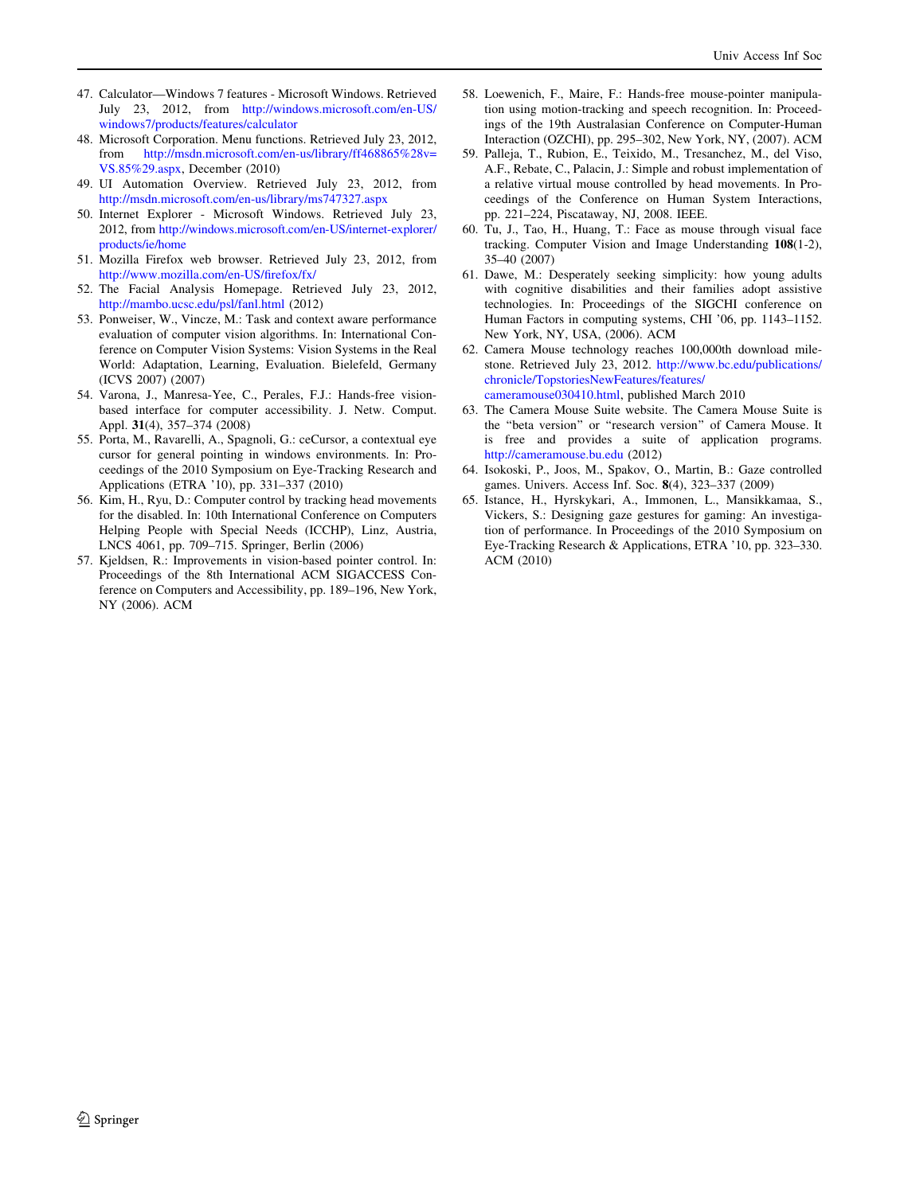47. Calculator—Windows 7 features - Microsoft Windows. Retrieved July 23, 2012, from http://windows.microsoft.com/en-US/windows7/products/features/calculator
48. Microsoft Corporation. Menu functions. Retrieved July 23, 2012, from http://msdn.microsoft.com/en-us/library/ff468865%28v=VS.85%29.aspx, December (2010)
49. UI Automation Overview. Retrieved July 23, 2012, from http://msdn.microsoft.com/en-us/library/ms747327.aspx
50. Internet Explorer - Microsoft Windows. Retrieved July 23, 2012, from http://windows.microsoft.com/en-US/internet-explorer/products/ie/home
51. Mozilla Firefox web browser. Retrieved July 23, 2012, from http://www.mozilla.com/en-US/firefox/fx/
52. The Facial Analysis Homepage. Retrieved July 23, 2012, http://mambo.ucsc.edu/psl/fanl.html (2012)
53. Ponweiser, W., Vincze, M.: Task and context aware performance evaluation of computer vision algorithms. In: International Conference on Computer Vision Systems: Vision Systems in the Real World: Adaptation, Learning, Evaluation. Bielefeld, Germany (ICVS 2007) (2007)
54. Varona, J., Manresa-Yee, C., Perales, F.J.: Hands-free vision-based interface for computer accessibility. J. Netw. Comput. Appl. **31**(4), 357–374 (2008)
55. Porta, M., Ravarelli, A., Spagnoli, G.: ceCursor, a contextual eye cursor for general pointing in windows environments. In: Proceedings of the 2010 Symposium on Eye-Tracking Research and Applications (ETRA '10), pp. 331–337 (2010)
56. Kim, H., Ryu, D.: Computer control by tracking head movements for the disabled. In: 10th International Conference on Computers Helping People with Special Needs (ICCHP), Linz, Austria, LNCS 4061, pp. 709–715. Springer, Berlin (2006)
57. Kjeldsen, R.: Improvements in vision-based pointer control. In: Proceedings of the 8th International ACM SIGACCESS Conference on Computers and Accessibility, pp. 189–196, New York, NY (2006). ACM
58. Loewenich, F., Maire, F.: Hands-free mouse-pointer manipulation using motion-tracking and speech recognition. In: Proceedings of the 19th Australasian Conference on Computer-Human Interaction (OZCHI), pp. 295–302, New York, NY, (2007). ACM
59. Palleja, T., Rubion, E., Teixido, M., Tresanchez, M., del Viso, A.F., Rebate, C., Palacin, J.: Simple and robust implementation of a relative virtual mouse controlled by head movements. In Proceedings of the Conference on Human System Interactions, pp. 221–224, Piscataway, NJ, 2008. IEEE.
60. Tu, J., Tao, H., Huang, T.: Face as mouse through visual face tracking. Computer Vision and Image Understanding **108**(1-2), 35–40 (2007)
61. Dawe, M.: Desperately seeking simplicity: how young adults with cognitive disabilities and their families adopt assistive technologies. In: Proceedings of the SIGCHI conference on Human Factors in computing systems, CHI '06, pp. 1143–1152. New York, NY, USA, (2006). ACM
62. Camera Mouse technology reaches 100,000th download milestone. Retrieved July 23, 2012. http://www.bc.edu/publications/chronicle/TopstoriesNewFeatures/features/cameramouse030410.html, published March 2010
63. The Camera Mouse Suite website. The Camera Mouse Suite is the "beta version" or "research version" of Camera Mouse. It is free and provides a suite of application programs. http://cameramouse.bu.edu (2012)
64. Isokoski, P., Joos, M., Spakov, O., Martin, B.: Gaze controlled games. Univers. Access Inf. Soc. **8**(4), 323–337 (2009)
65. Istance, H., Hyrskykari, A., Immonen, L., Mansikkamaa, S., Vickers, S.: Designing gaze gestures for gaming: An investigation of performance. In Proceedings of the 2010 Symposium on Eye-Tracking Research & Applications, ETRA '10, pp. 323–330. ACM (2010)